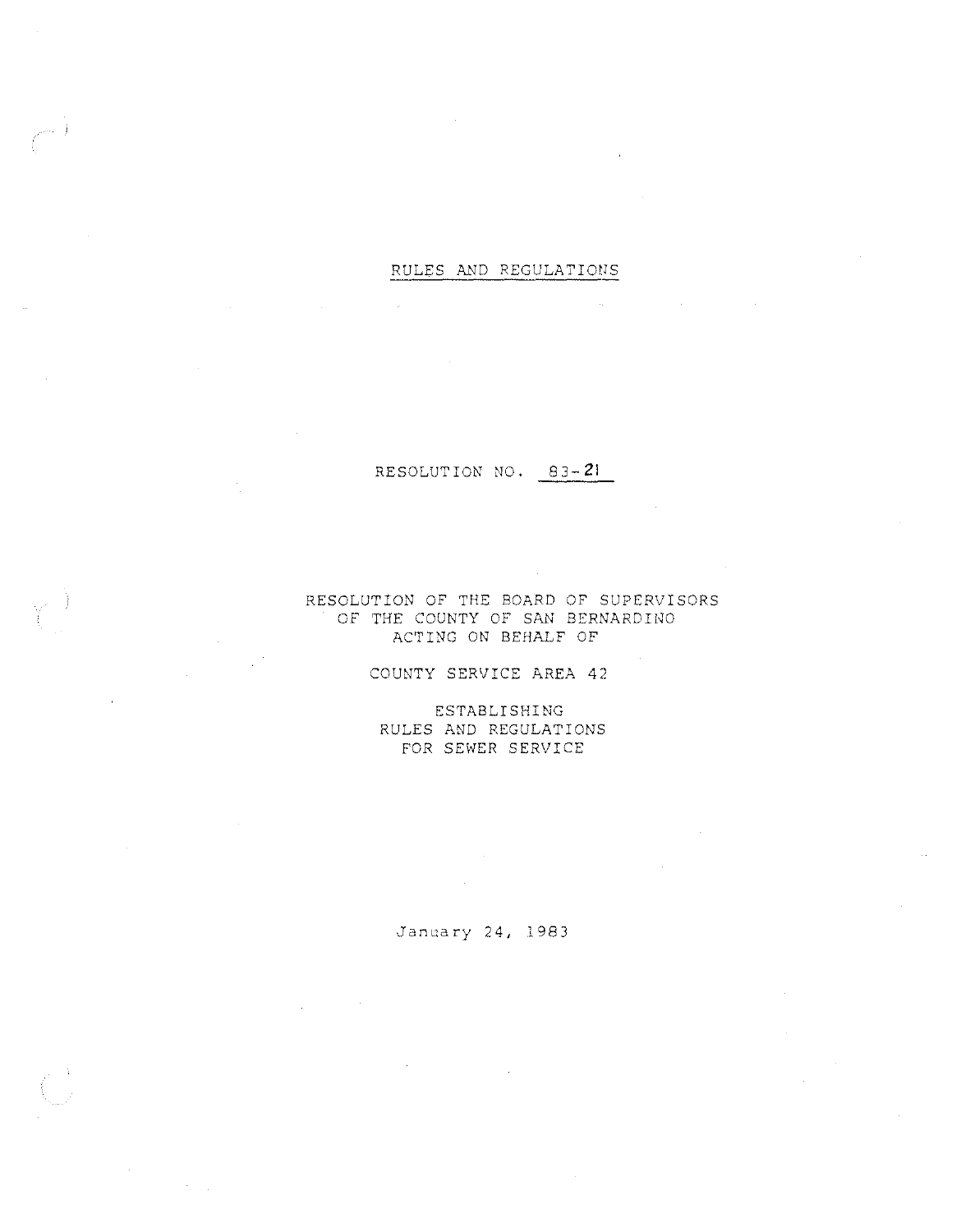# RULES AND REGULATIONS

RESOLUTION NO. 83-21

RESOLUTION OF THE BOARD OF SUPERVISORS
OF THE COUNTY OF SAN BERNARDINO
ACTING ON BEHALF OF

COUNTY SERVICE AREA 42

ESTABLISHING
RULES AND REGULATIONS
FOR SEWER SERVICE

January 24, 1983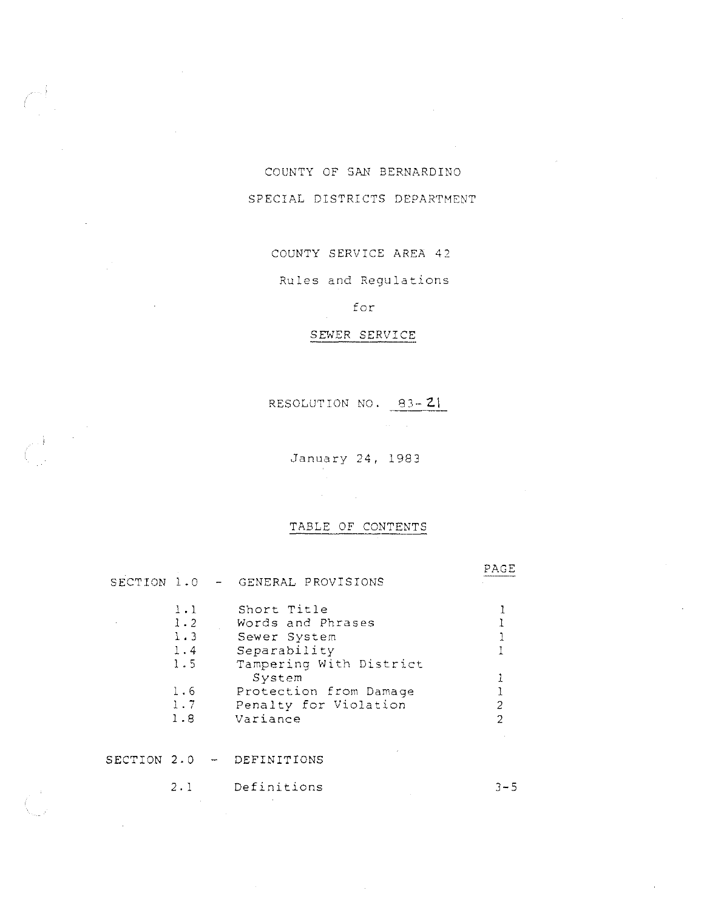COUNTY OF SAN BERNARDINO

SPECIAL DISTRICTS DEPARTMENT

COUNTY SERVICE AREA 42

Rules and Regulations

for

SEWER SERVICE

RESOLUTION NO. 83-21

January 24, 1983

## TABLE OF CONTENTS

| | | PAGE |
|---|---|---|
| **SECTION 1.0 - GENERAL PROVISIONS** | | |
| 1.1 | Short Title | 1 |
| 1.2 | Words and Phrases | 1 |
| 1.3 | Sewer System | 1 |
| 1.4 | Separability | 1 |
| 1.5 | Tampering With District System | 1 |
| 1.6 | Protection from Damage | 1 |
| 1.7 | Penalty for Violation | 2 |
| 1.8 | Variance | 2 |
| **SECTION 2.0 - DEFINITIONS** | | |
| 2.1 | Definitions | 3-5 |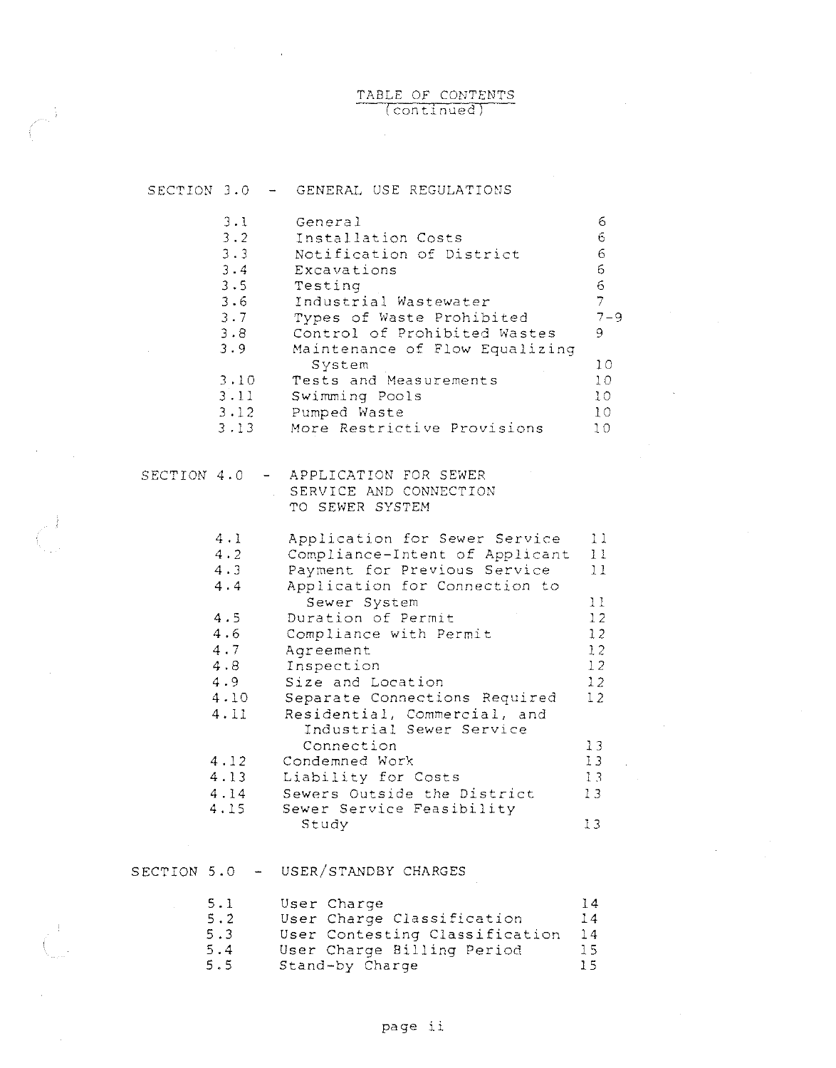# TABLE OF CONTENTS
(continued)

## SECTION 3.0 - GENERAL USE REGULATIONS

| | | |
|---|---|---|
| 3.1 | General | 6 |
| 3.2 | Installation Costs | 6 |
| 3.3 | Notification of District | 6 |
| 3.4 | Excavations | 6 |
| 3.5 | Testing | 6 |
| 3.6 | Industrial Wastewater | 7 |
| 3.7 | Types of Waste Prohibited | 7-9 |
| 3.8 | Control of Prohibited Wastes | 9 |
| 3.9 | Maintenance of Flow Equalizing System | 10 |
| 3.10 | Tests and Measurements | 10 |
| 3.11 | Swimming Pools | 10 |
| 3.12 | Pumped Waste | 10 |
| 3.13 | More Restrictive Provisions | 10 |

## SECTION 4.0 - APPLICATION FOR SEWER SERVICE AND CONNECTION TO SEWER SYSTEM

| | | |
|---|---|---|
| 4.1 | Application for Sewer Service | 11 |
| 4.2 | Compliance-Intent of Applicant | 11 |
| 4.3 | Payment for Previous Service | 11 |
| 4.4 | Application for Connection to Sewer System | 11 |
| 4.5 | Duration of Permit | 12 |
| 4.6 | Compliance with Permit | 12 |
| 4.7 | Agreement | 12 |
| 4.8 | Inspection | 12 |
| 4.9 | Size and Location | 12 |
| 4.10 | Separate Connections Required | 12 |
| 4.11 | Residential, Commercial, and Industrial Sewer Service Connection | 13 |
| 4.12 | Condemned Work | 13 |
| 4.13 | Liability for Costs | 13 |
| 4.14 | Sewers Outside the District | 13 |
| 4.15 | Sewer Service Feasibility Study | 13 |

## SECTION 5.0 - USER/STANDBY CHARGES

| | | |
|---|---|---|
| 5.1 | User Charge | 14 |
| 5.2 | User Charge Classification | 14 |
| 5.3 | User Contesting Classification | 14 |
| 5.4 | User Charge Billing Period | 15 |
| 5.5 | Stand-by Charge | 15 |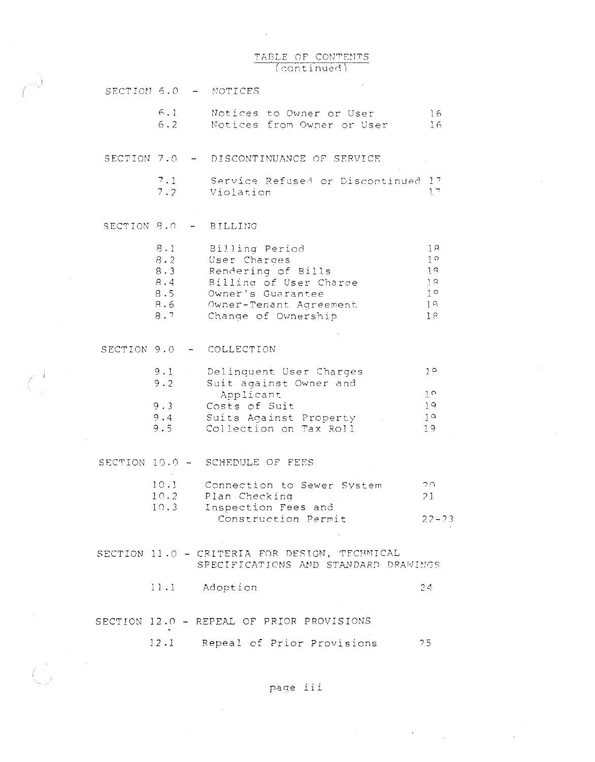# TABLE OF CONTENTS
(continued)

## SECTION 6.0 - NOTICES

| | | |
|---|---|---|
| 6.1 | Notices to Owner or User | 16 |
| 6.2 | Notices from Owner or User | 16 |

## SECTION 7.0 - DISCONTINUANCE OF SERVICE

| | | |
|---|---|---|
| 7.1 | Service Refused or Discontinued | 17 |
| 7.2 | Violation | 17 |

## SECTION 8.0 - BILLING

| | | |
|---|---|---|
| 8.1 | Billing Period | 18 |
| 8.2 | User Charges | 18 |
| 8.3 | Rendering of Bills | 18 |
| 8.4 | Billing of User Charge | 18 |
| 8.5 | Owner's Guarantee | 18 |
| 8.6 | Owner-Tenant Agreement | 18 |
| 8.7 | Change of Ownership | 18 |

## SECTION 9.0 - COLLECTION

| | | |
|---|---|---|
| 9.1 | Delinquent User Charges | 19 |
| 9.2 | Suit against Owner and Applicant | 19 |
| 9.3 | Costs of Suit | 19 |
| 9.4 | Suits Against Property | 19 |
| 9.5 | Collection on Tax Roll | 19 |

## SECTION 10.0 - SCHEDULE OF FEES

| | | |
|---|---|---|
| 10.1 | Connection to Sewer System | 20 |
| 10.2 | Plan Checking | 21 |
| 10.3 | Inspection Fees and Construction Permit | 22-23 |

## SECTION 11.0 - CRITERIA FOR DESIGN, TECHNICAL SPECIFICATIONS AND STANDARD DRAWINGS

| | | |
|---|---|---|
| 11.1 | Adoption | 24 |

## SECTION 12.0 - REPEAL OF PRIOR PROVISIONS

| | | |
|---|---|---|
| 12.1 | Repeal of Prior Provisions | 25 |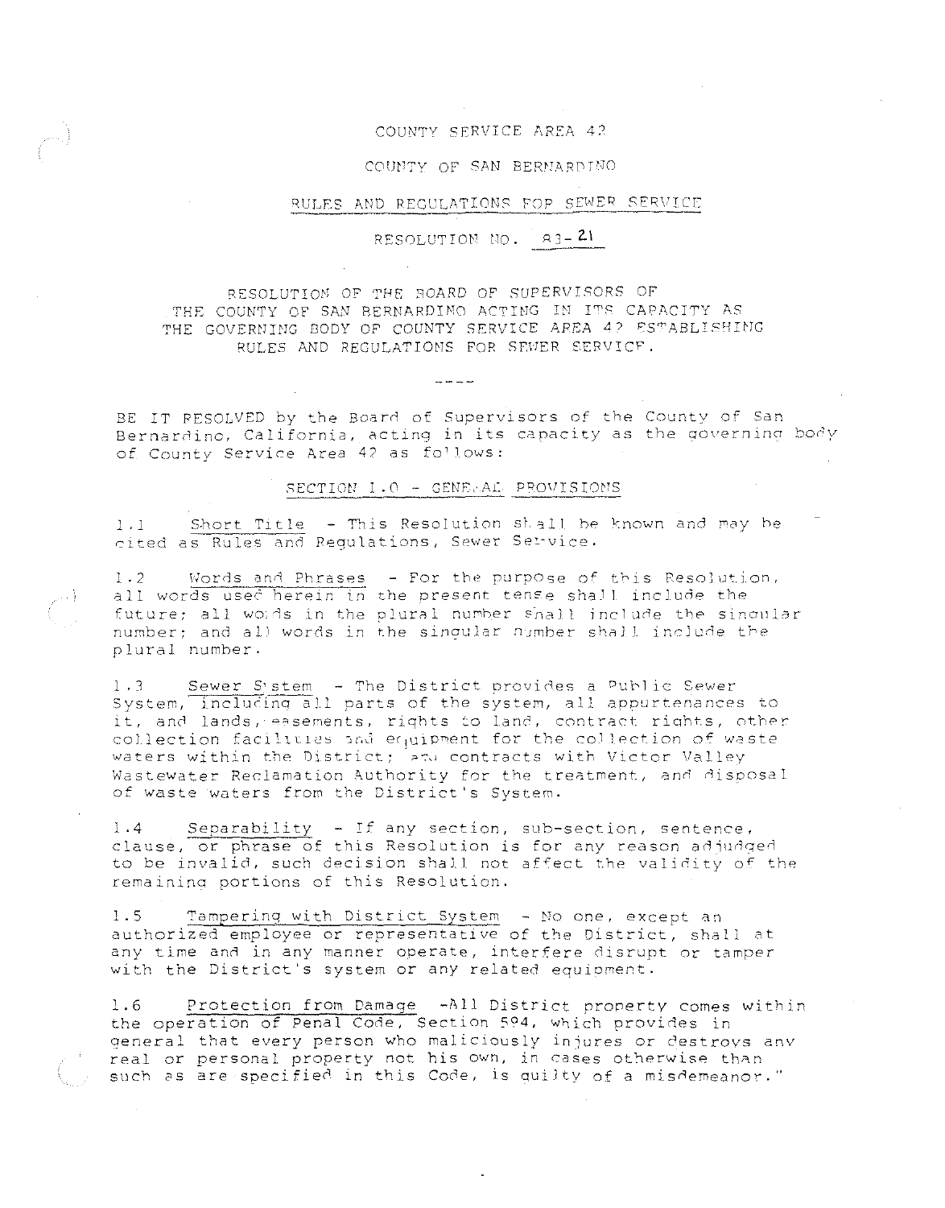COUNTY SERVICE AREA 42

COUNTY OF SAN BERNARDINO

RULES AND REGULATIONS FOR SEWER SERVICE

RESOLUTION NO. 83-21

RESOLUTION OF THE BOARD OF SUPERVISORS OF THE COUNTY OF SAN BERNARDINO ACTING IN ITS CAPACITY AS THE GOVERNING BODY OF COUNTY SERVICE AREA 42 ESTABLISHING RULES AND REGULATIONS FOR SEWER SERVICE.

----

BE IT RESOLVED by the Board of Supervisors of the County of San Bernardino, California, acting in its capacity as the governing body of County Service Area 42 as follows:

## SECTION 1.0 - GENERAL PROVISIONS

1.1 Short Title - This Resolution shall be known and may be cited as Rules and Regulations, Sewer Service.

1.2 Words and Phrases - For the purpose of this Resolution, all words used herein in the present tense shall include the future; all words in the plural number shall include the singular number; and all words in the singular number shall include the plural number.

1.3 Sewer System - The District provides a Public Sewer System, including all parts of the system, all appurtenances to it, and lands, easements, rights to land, contract rights, other collection facilities and equipment for the collection of waste waters within the District; and contracts with Victor Valley Wastewater Reclamation Authority for the treatment, and disposal of waste waters from the District's System.

1.4 Separability - If any section, sub-section, sentence, clause, or phrase of this Resolution is for any reason adjudged to be invalid, such decision shall not affect the validity of the remaining portions of this Resolution.

1.5 Tampering with District System - No one, except an authorized employee or representative of the District, shall at any time and in any manner operate, interfere disrupt or tamper with the District's system or any related equipment.

1.6 Protection from Damage -All District property comes within the operation of Penal Code, Section 594, which provides in general that every person who maliciously injures or destroys any real or personal property not his own, in cases otherwise than such as are specified in this Code, is guilty of a misdemeanor."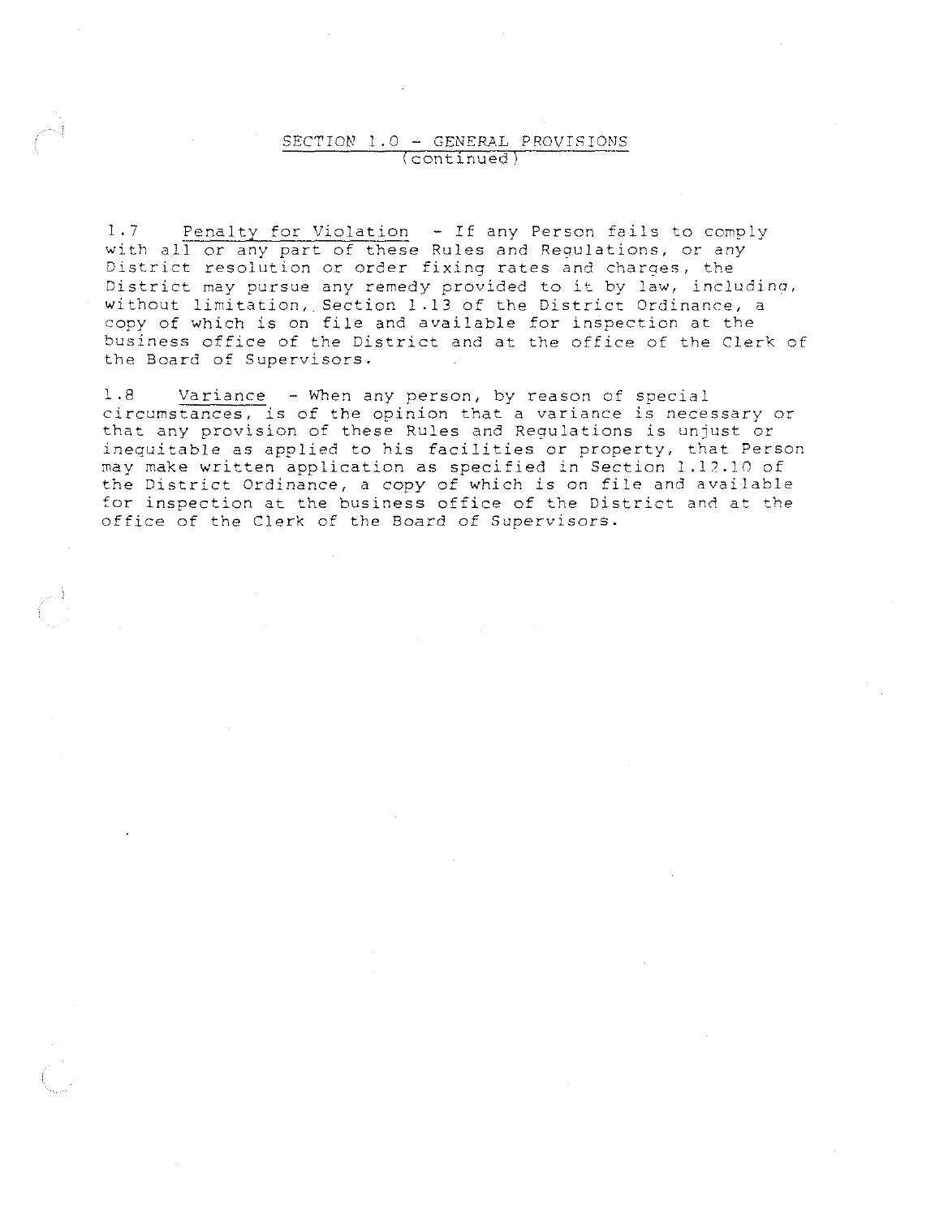## SECTION 1.0 - GENERAL PROVISIONS (continued)

1.7 Penalty for Violation - If any Person fails to comply with all or any part of these Rules and Regulations, or any District resolution or order fixing rates and charges, the District may pursue any remedy provided to it by law, including, without limitation, Section 1.13 of the District Ordinance, a copy of which is on file and available for inspection at the business office of the District and at the office of the Clerk of the Board of Supervisors.

1.8 Variance - When any person, by reason of special circumstances, is of the opinion that a variance is necessary or that any provision of these Rules and Regulations is unjust or inequitable as applied to his facilities or property, that Person may make written application as specified in Section 1.12.10 of the District Ordinance, a copy of which is on file and available for inspection at the business office of the District and at the office of the Clerk of the Board of Supervisors.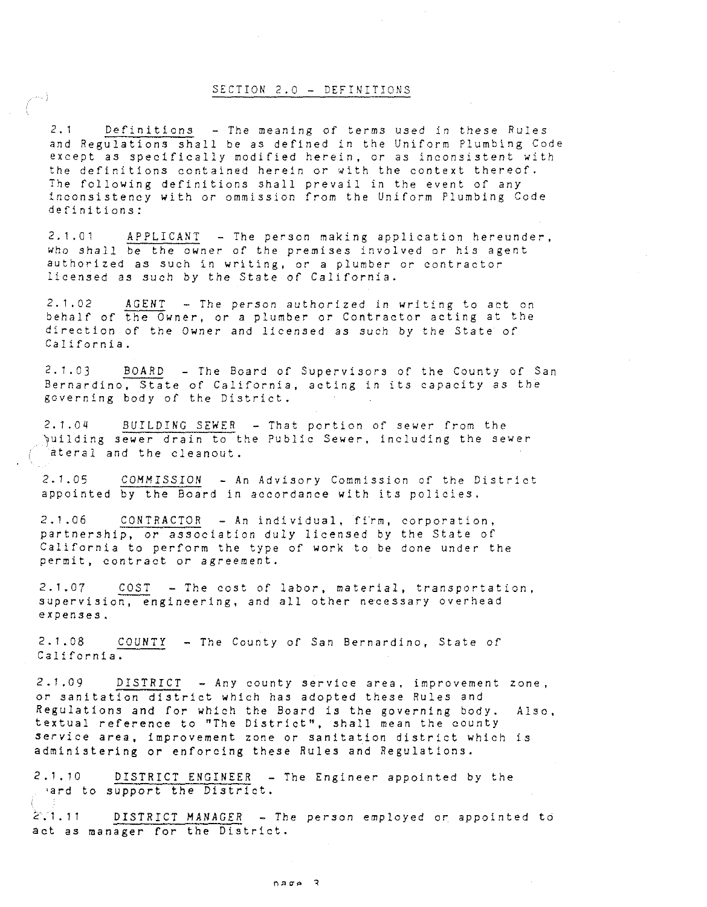## SECTION 2.0 - DEFINITIONS

2.1 Definitions - The meaning of terms used in these Rules and Regulations shall be as defined in the Uniform Plumbing Code except as specifically modified herein, or as inconsistent with the definitions contained herein or with the context thereof. The following definitions shall prevail in the event of any inconsistency with or ommission from the Uniform Plumbing Code definitions:

2.1.01 APPLICANT - The person making application hereunder, who shall be the owner of the premises involved or his agent authorized as such in writing, or a plumber or contractor licensed as such by the State of California.

2.1.02 AGENT - The person authorized in writing to act on behalf of the Owner, or a plumber or Contractor acting at the direction of the Owner and licensed as such by the State of California.

2.1.03 BOARD - The Board of Supervisors of the County of San Bernardino, State of California, acting in its capacity as the governing body of the District.

2.1.04 BUILDING SEWER - That portion of sewer from the building sewer drain to the Public Sewer, including the sewer lateral and the cleanout.

2.1.05 COMMISSION - An Advisory Commission of the District appointed by the Board in accordance with its policies.

2.1.06 CONTRACTOR - An individual, firm, corporation, partnership, or association duly licensed by the State of California to perform the type of work to be done under the permit, contract or agreement.

2.1.07 COST - The cost of labor, material, transportation, supervision, engineering, and all other necessary overhead expenses.

2.1.08 COUNTY - The County of San Bernardino, State of California.

2.1.09 DISTRICT - Any county service area, improvement zone, or sanitation district which has adopted these Rules and Regulations and for which the Board is the governing body. Also, textual reference to "The District", shall mean the county service area, improvement zone or sanitation district which is administering or enforcing these Rules and Regulations.

2.1.10 DISTRICT ENGINEER - The Engineer appointed by the Board to support the District.

2.1.11 DISTRICT MANAGER - The person employed or appointed to act as manager for the District.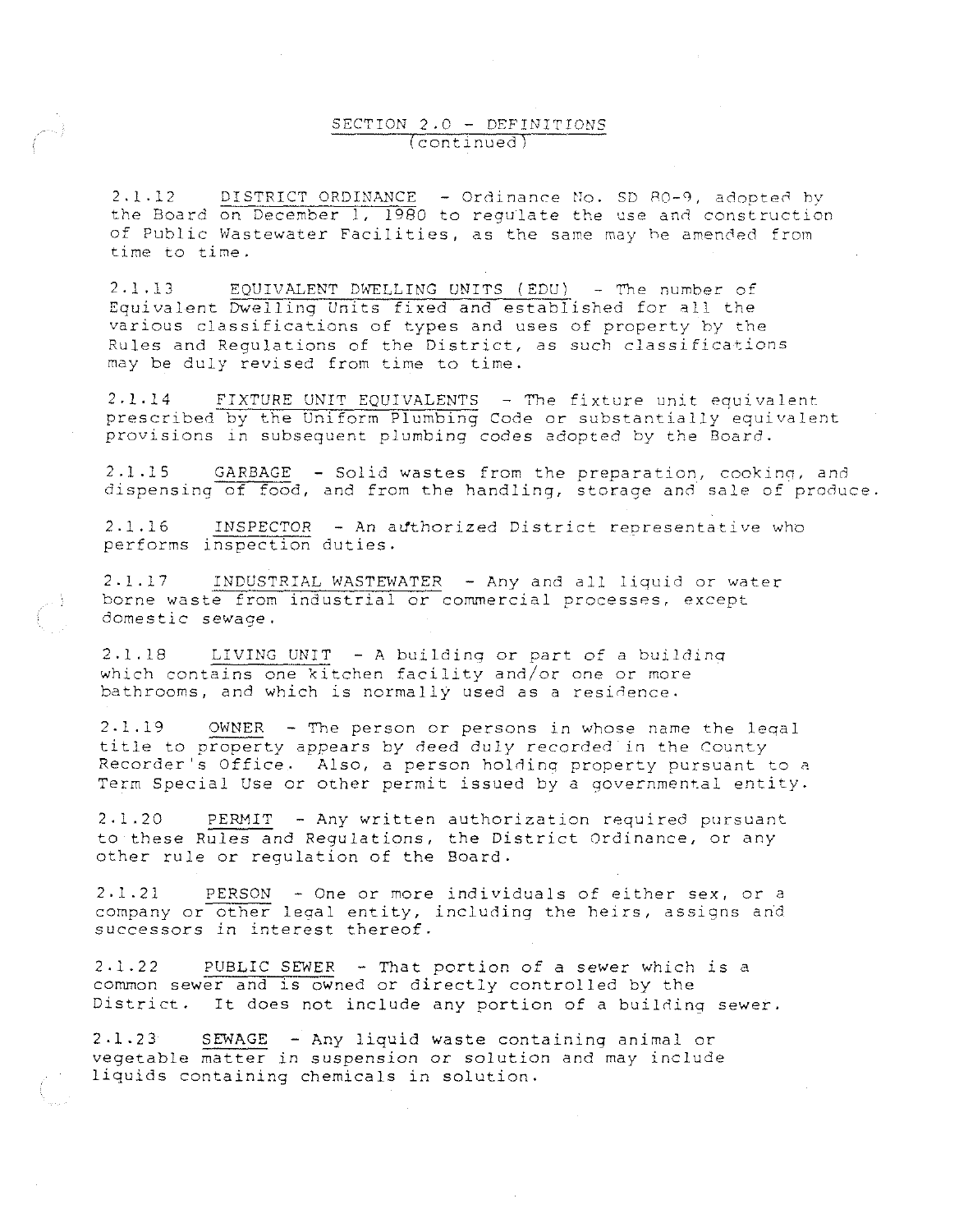## SECTION 2.0 - DEFINITIONS
(continued)

2.1.12 DISTRICT ORDINANCE - Ordinance No. SD 80-9, adopted by the Board on December 1, 1980 to regulate the use and construction of Public Wastewater Facilities, as the same may be amended from time to time.

2.1.13 EQUIVALENT DWELLING UNITS (EDU) - The number of Equivalent Dwelling Units fixed and established for all the various classifications of types and uses of property by the Rules and Regulations of the District, as such classifications may be duly revised from time to time.

2.1.14 FIXTURE UNIT EQUIVALENTS - The fixture unit equivalent prescribed by the Uniform Plumbing Code or substantially equivalent provisions in subsequent plumbing codes adopted by the Board.

2.1.15 GARBAGE - Solid wastes from the preparation, cooking, and dispensing of food, and from the handling, storage and sale of produce.

2.1.16 INSPECTOR - An authorized District representative who performs inspection duties.

2.1.17 INDUSTRIAL WASTEWATER - Any and all liquid or water borne waste from industrial or commercial processes, except domestic sewage.

2.1.18 LIVING UNIT - A building or part of a building which contains one kitchen facility and/or one or more bathrooms, and which is normally used as a residence.

2.1.19 OWNER - The person or persons in whose name the legal title to property appears by deed duly recorded in the County Recorder's Office. Also, a person holding property pursuant to a Term Special Use or other permit issued by a governmental entity.

2.1.20 PERMIT - Any written authorization required pursuant to these Rules and Regulations, the District Ordinance, or any other rule or regulation of the Board.

2.1.21 PERSON - One or more individuals of either sex, or a company or other legal entity, including the heirs, assigns and successors in interest thereof.

2.1.22 PUBLIC SEWER - That portion of a sewer which is a common sewer and is owned or directly controlled by the District. It does not include any portion of a building sewer.

2.1.23 SEWAGE - Any liquid waste containing animal or vegetable matter in suspension or solution and may include liquids containing chemicals in solution.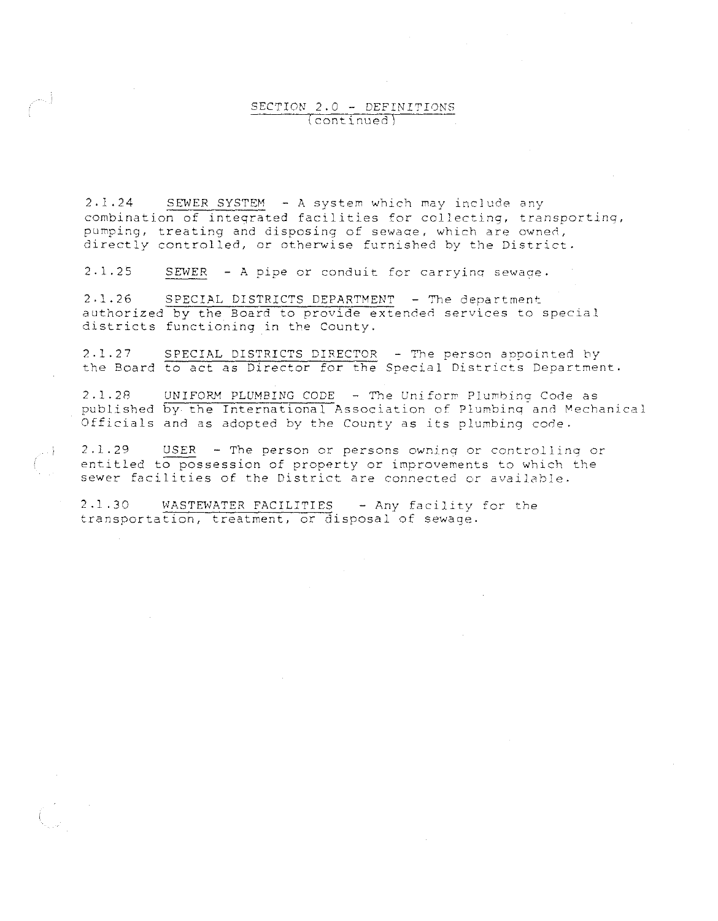## SECTION 2.0 - DEFINITIONS
(continued)

2.1.24 SEWER SYSTEM - A system which may include any combination of integrated facilities for collecting, transporting, pumping, treating and disposing of sewage, which are owned, directly controlled, or otherwise furnished by the District.

2.1.25 SEWER - A pipe or conduit for carrying sewage.

2.1.26 SPECIAL DISTRICTS DEPARTMENT - The department authorized by the Board to provide extended services to special districts functioning in the County.

2.1.27 SPECIAL DISTRICTS DIRECTOR - The person appointed by the Board to act as Director for the Special Districts Department.

2.1.28 UNIFORM PLUMBING CODE - The Uniform Plumbing Code as published by the International Association of Plumbing and Mechanical Officials and as adopted by the County as its plumbing code.

2.1.29 USER - The person or persons owning or controlling or entitled to possession of property or improvements to which the sewer facilities of the District are connected or available.

2.1.30 WASTEWATER FACILITIES - Any facility for the transportation, treatment, or disposal of sewage.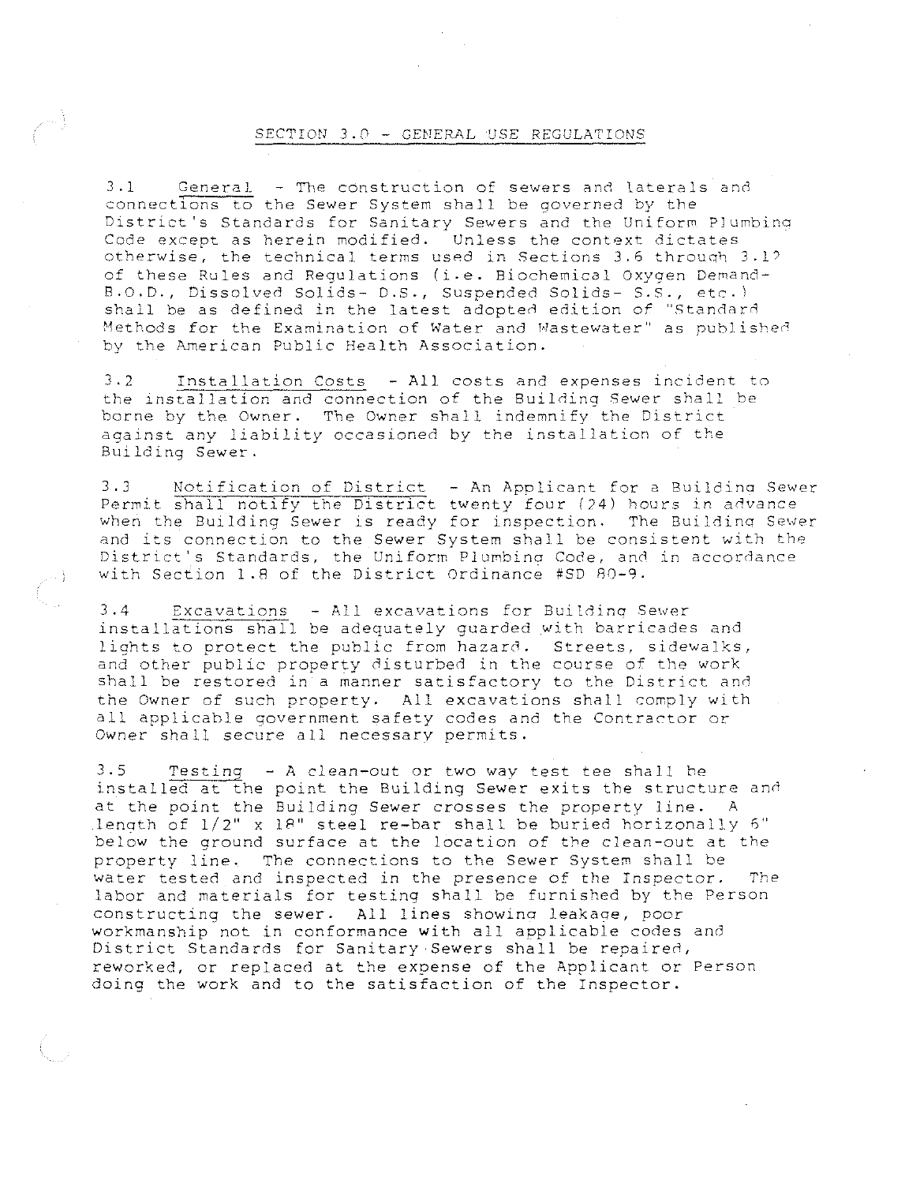## SECTION 3.0 - GENERAL USE REGULATIONS

3.1 General - The construction of sewers and laterals and connections to the Sewer System shall be governed by the District's Standards for Sanitary Sewers and the Uniform Plumbing Code except as herein modified. Unless the context dictates otherwise, the technical terms used in Sections 3.6 through 3.12 of these Rules and Regulations (i.e. Biochemical Oxygen Demand- B.O.D., Dissolved Solids- D.S., Suspended Solids- S.S., etc.) shall be as defined in the latest adopted edition of "Standard Methods for the Examination of Water and Wastewater" as published by the American Public Health Association.

3.2 Installation Costs - All costs and expenses incident to the installation and connection of the Building Sewer shall be borne by the Owner. The Owner shall indemnify the District against any liability occasioned by the installation of the Building Sewer.

3.3 Notification of District - An Applicant for a Building Sewer Permit shall notify the District twenty four (24) hours in advance when the Building Sewer is ready for inspection. The Building Sewer and its connection to the Sewer System shall be consistent with the District's Standards, the Uniform Plumbing Code, and in accordance with Section 1.8 of the District Ordinance #SD 80-9.

3.4 Excavations - All excavations for Building Sewer installations shall be adequately guarded with barricades and lights to protect the public from hazard. Streets, sidewalks, and other public property disturbed in the course of the work shall be restored in a manner satisfactory to the District and the Owner of such property. All excavations shall comply with all applicable government safety codes and the Contractor or Owner shall secure all necessary permits.

3.5 Testing - A clean-out or two way test tee shall be installed at the point the Building Sewer exits the structure and at the point the Building Sewer crosses the property line. A length of 1/2" x 18" steel re-bar shall be buried horizontally 6" below the ground surface at the location of the clean-out at the property line. The connections to the Sewer System shall be water tested and inspected in the presence of the Inspector. The labor and materials for testing shall be furnished by the Person constructing the sewer. All lines showing leakage, poor workmanship not in conformance with all applicable codes and District Standards for Sanitary Sewers shall be repaired, reworked, or replaced at the expense of the Applicant or Person doing the work and to the satisfaction of the Inspector.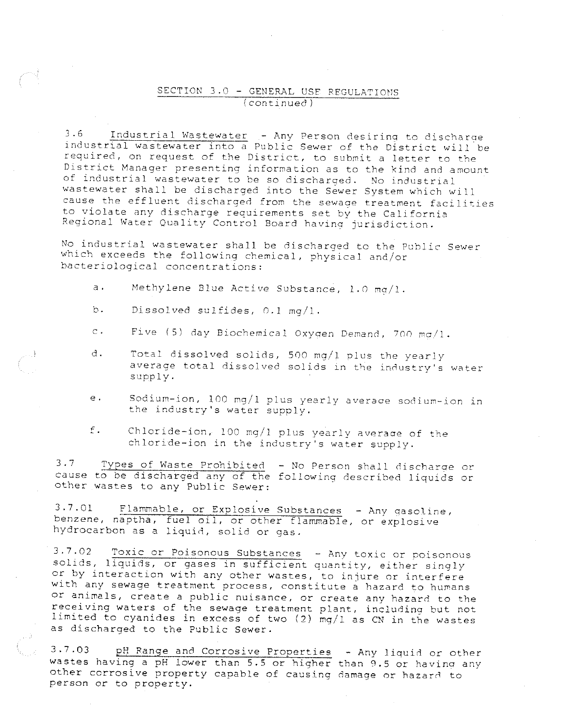## SECTION 3.0 - GENERAL USE REGULATIONS
(continued)

3.6 Industrial Wastewater - Any Person desiring to discharge industrial wastewater into a Public Sewer of the District will be required, on request of the District, to submit a letter to the District Manager presenting information as to the kind and amount of industrial wastewater to be so discharged. No industrial wastewater shall be discharged into the Sewer System which will cause the effluent discharged from the sewage treatment facilities to violate any discharge requirements set by the California Regional Water Quality Control Board having jurisdiction.

No industrial wastewater shall be discharged to the Public Sewer which exceeds the following chemical, physical and/or bacteriological concentrations:

a. Methylene Blue Active Substance, 1.0 mg/l.

b. Dissolved sulfides, 0.1 mg/l.

c. Five (5) day Biochemical Oxygen Demand, 700 mg/l.

d. Total dissolved solids, 500 mg/l plus the yearly average total dissolved solids in the industry's water supply.

e. Sodium-ion, 100 mg/l plus yearly average sodium-ion in the industry's water supply.

f. Chloride-ion, 100 mg/l plus yearly average of the chloride-ion in the industry's water supply.

3.7 Types of Waste Prohibited - No Person shall discharge or cause to be discharged any of the following described liquids or other wastes to any Public Sewer:

3.7.01 Flammable, or Explosive Substances - Any gasoline, benzene, naptha, fuel oil, or other flammable, or explosive hydrocarbon as a liquid, solid or gas.

3.7.02 Toxic or Poisonous Substances - Any toxic or poisonous solids, liquids, or gases in sufficient quantity, either singly or by interaction with any other wastes, to injure or interfere with any sewage treatment process, constitute a hazard to humans or animals, create a public nuisance, or create any hazard to the receiving waters of the sewage treatment plant, including but not limited to cyanides in excess of two (2) mg/l as CN in the wastes as discharged to the Public Sewer.

3.7.03 pH Range and Corrosive Properties - Any liquid or other wastes having a pH lower than 5.5 or higher than 9.5 or having any other corrosive property capable of causing damage or hazard to person or to property.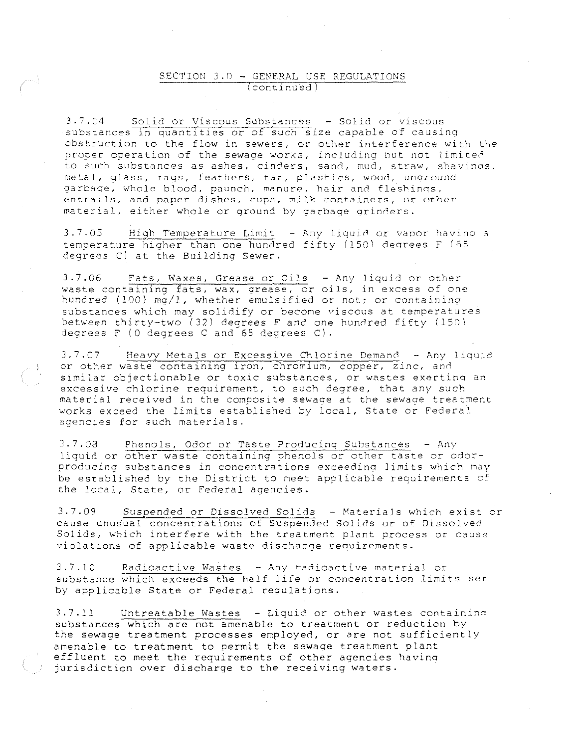## SECTION 3.0 - GENERAL USE REGULATIONS (continued)

3.7.04 Solid or Viscous Substances - Solid or viscous substances in quantities or of such size capable of causing obstruction to the flow in sewers, or other interference with the proper operation of the sewage works, including but not limited to such substances as ashes, cinders, sand, mud, straw, shavings, metal, glass, rags, feathers, tar, plastics, wood, unground garbage, whole blood, paunch, manure, hair and fleshings, entrails, and paper dishes, cups, milk containers, or other material, either whole or ground by garbage grinders.

3.7.05 High Temperature Limit - Any liquid or vapor having a temperature higher than one hundred fifty (150) degrees F (65 degrees C) at the Building Sewer.

3.7.06 Fats, Waxes, Grease or Oils - Any liquid or other waste containing fats, wax, grease, or oils, in excess of one hundred (100) mg/l, whether emulsified or not; or containing substances which may solidify or become viscous at temperatures between thirty-two (32) degrees F and one hundred fifty (150) degrees F (0 degrees C and 65 degrees C).

3.7.07 Heavy Metals or Excessive Chlorine Demand - Any liquid or other waste containing iron, chromium, copper, zinc, and similar objectionable or toxic substances, or wastes exerting an excessive chlorine requirement, to such degree, that any such material received in the composite sewage at the sewage treatment works exceed the limits established by local, State or Federal agencies for such materials.

3.7.08 Phenols, Odor or Taste Producing Substances - Any liquid or other waste containing phenols or other taste or odor-producing substances in concentrations exceeding limits which may be established by the District to meet applicable requirements of the local, State, or Federal agencies.

3.7.09 Suspended or Dissolved Solids - Materials which exist or cause unusual concentrations of Suspended Solids or of Dissolved Solids, which interfere with the treatment plant process or cause violations of applicable waste discharge requirements.

3.7.10 Radioactive Wastes - Any radioactive material or substance which exceeds the half life or concentration limits set by applicable State or Federal regulations.

3.7.11 Untreatable Wastes - Liquid or other wastes containing substances which are not amenable to treatment or reduction by the sewage treatment processes employed, or are not sufficiently amenable to treatment to permit the sewage treatment plant effluent to meet the requirements of other agencies having jurisdiction over discharge to the receiving waters.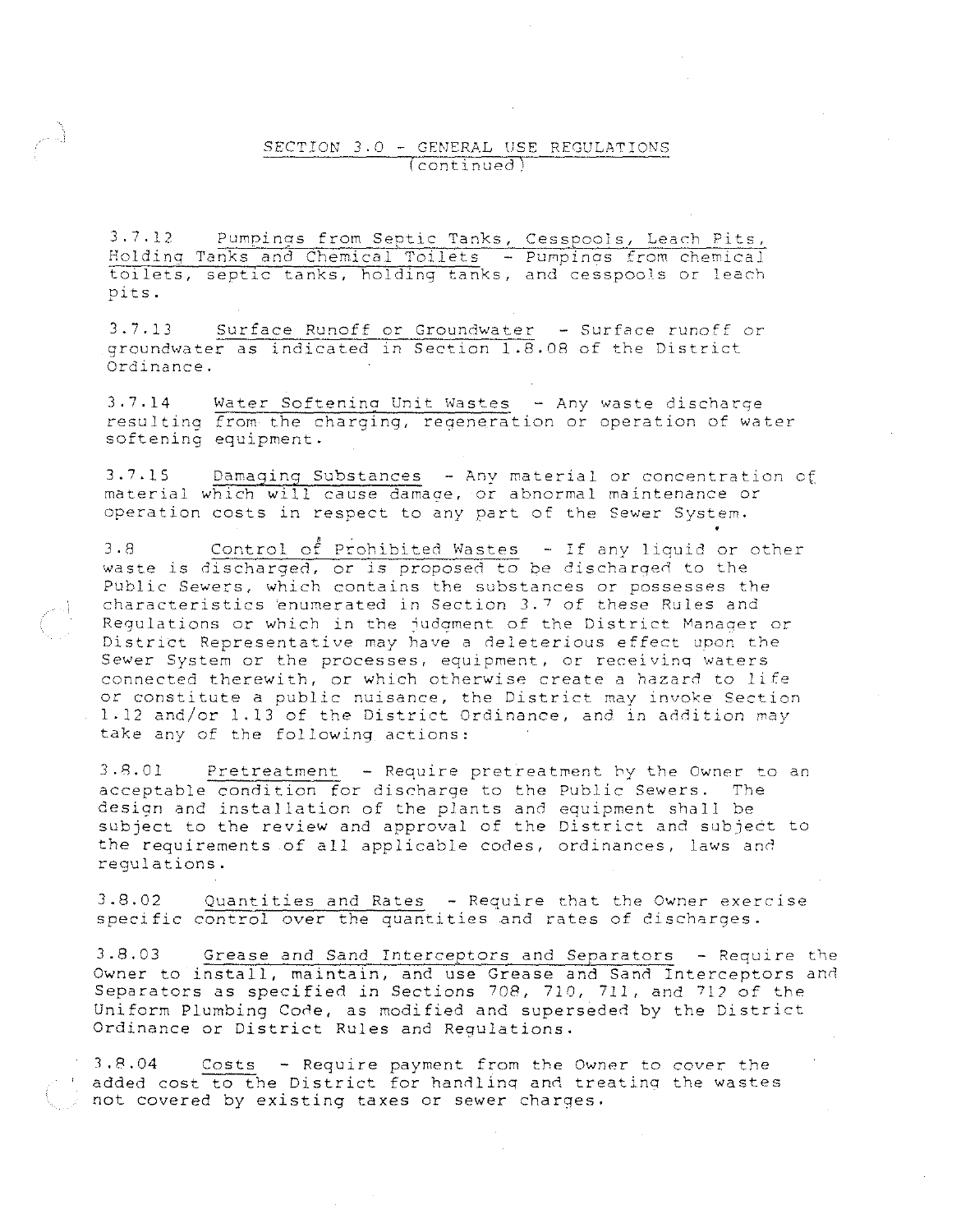## SECTION 3.0 - GENERAL USE REGULATIONS (continued)

3.7.12 Pumpings from Septic Tanks, Cesspools, Leach Pits, Holding Tanks and Chemical Toilets - Pumpings from chemical toilets, septic tanks, holding tanks, and cesspools or leach pits.

3.7.13 Surface Runoff or Groundwater - Surface runoff or groundwater as indicated in Section 1.8.08 of the District Ordinance.

3.7.14 Water Softening Unit Wastes - Any waste discharge resulting from the charging, regeneration or operation of water softening equipment.

3.7.15 Damaging Substances - Any material or concentration of material which will cause damage, or abnormal maintenance or operation costs in respect to any part of the Sewer System.

3.8 Control of Prohibited Wastes - If any liquid or other waste is discharged, or is proposed to be discharged to the Public Sewers, which contains the substances or possesses the characteristics enumerated in Section 3.7 of these Rules and Regulations or which in the judgment of the District Manager or District Representative may have a deleterious effect upon the Sewer System or the processes, equipment, or receiving waters connected therewith, or which otherwise create a hazard to life or constitute a public nuisance, the District may invoke Section 1.12 and/or 1.13 of the District Ordinance, and in addition may take any of the following actions:

3.8.01 Pretreatment - Require pretreatment by the Owner to an acceptable condition for discharge to the Public Sewers. The design and installation of the plants and equipment shall be subject to the review and approval of the District and subject to the requirements of all applicable codes, ordinances, laws and regulations.

3.8.02 Quantities and Rates - Require that the Owner exercise specific control over the quantities and rates of discharges.

3.8.03 Grease and Sand Interceptors and Separators - Require the Owner to install, maintain, and use Grease and Sand Interceptors and Separators as specified in Sections 708, 710, 711, and 712 of the Uniform Plumbing Code, as modified and superseded by the District Ordinance or District Rules and Regulations.

3.8.04 Costs - Require payment from the Owner to cover the added cost to the District for handling and treating the wastes not covered by existing taxes or sewer charges.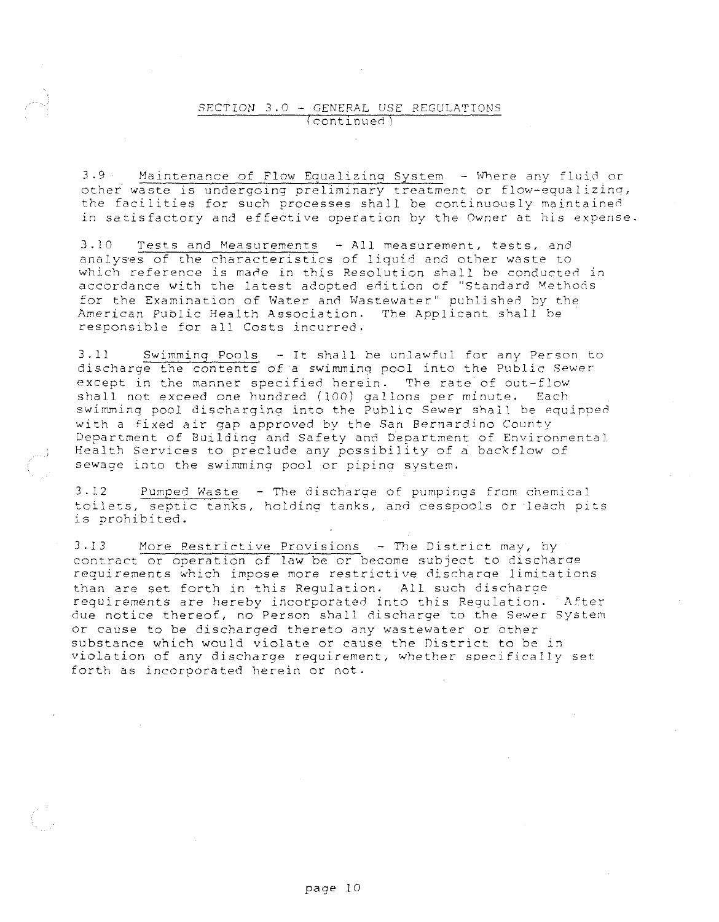## SECTION 3.0 - GENERAL USE REGULATIONS
(continued)

3.9 Maintenance of Flow Equalizing System - Where any fluid or other waste is undergoing preliminary treatment or flow-equalizing, the facilities for such processes shall be continuously maintained in satisfactory and effective operation by the Owner at his expense.

3.10 Tests and Measurements - All measurement, tests, and analyses of the characteristics of liquid and other waste to which reference is made in this Resolution shall be conducted in accordance with the latest adopted edition of "Standard Methods for the Examination of Water and Wastewater" published by the American Public Health Association. The Applicant shall be responsible for all Costs incurred.

3.11 Swimming Pools - It shall be unlawful for any Person to discharge the contents of a swimming pool into the Public Sewer except in the manner specified herein. The rate of out-flow shall not exceed one hundred (100) gallons per minute. Each swimming pool discharging into the Public Sewer shall be equipped with a fixed air gap approved by the San Bernardino County Department of Building and Safety and Department of Environmental Health Services to preclude any possibility of a backflow of sewage into the swimming pool or piping system.

3.12 Pumped Waste - The discharge of pumpings from chemical toilets, septic tanks, holding tanks, and cesspools or leach pits is prohibited.

3.13 More Restrictive Provisions - The District may, by contract or operation of law be or become subject to discharge requirements which impose more restrictive discharge limitations than are set forth in this Regulation. All such discharge requirements are hereby incorporated into this Regulation. After due notice thereof, no Person shall discharge to the Sewer System or cause to be discharged thereto any wastewater or other substance which would violate or cause the District to be in violation of any discharge requirement, whether specifically set forth as incorporated herein or not.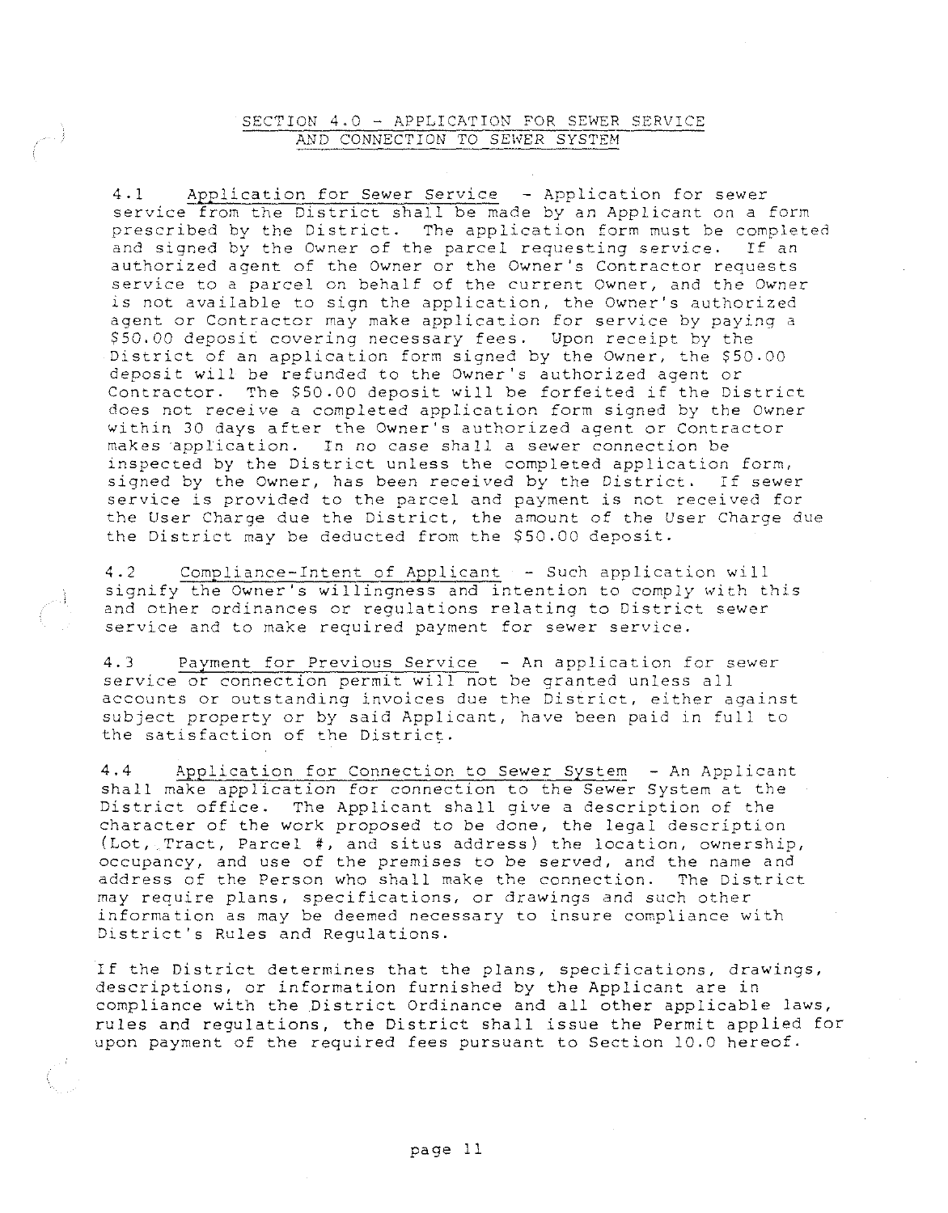## SECTION 4.0 - APPLICATION FOR SEWER SERVICE AND CONNECTION TO SEWER SYSTEM

4.1 Application for Sewer Service - Application for sewer service from the District shall be made by an Applicant on a form prescribed by the District. The application form must be completed and signed by the Owner of the parcel requesting service. If an authorized agent of the Owner or the Owner's Contractor requests service to a parcel on behalf of the current Owner, and the Owner is not available to sign the application, the Owner's authorized agent or Contractor may make application for service by paying a $50.00 deposit covering necessary fees. Upon receipt by the District of an application form signed by the Owner, the $50.00 deposit will be refunded to the Owner's authorized agent or Contractor. The $50.00 deposit will be forfeited if the District does not receive a completed application form signed by the Owner within 30 days after the Owner's authorized agent or Contractor makes application. In no case shall a sewer connection be inspected by the District unless the completed application form, signed by the Owner, has been received by the District. If sewer service is provided to the parcel and payment is not received for the User Charge due the District, the amount of the User Charge due the District may be deducted from the $50.00 deposit.

4.2 Compliance-Intent of Applicant - Such application will signify the Owner's willingness and intention to comply with this and other ordinances or regulations relating to District sewer service and to make required payment for sewer service.

4.3 Payment for Previous Service - An application for sewer service or connection permit will not be granted unless all accounts or outstanding invoices due the District, either against subject property or by said Applicant, have been paid in full to the satisfaction of the District.

4.4 Application for Connection to Sewer System - An Applicant shall make application for connection to the Sewer System at the District office. The Applicant shall give a description of the character of the work proposed to be done, the legal description (Lot, Tract, Parcel #, and situs address) the location, ownership, occupancy, and use of the premises to be served, and the name and address of the Person who shall make the connection. The District may require plans, specifications, or drawings and such other information as may be deemed necessary to insure compliance with District's Rules and Regulations.

If the District determines that the plans, specifications, drawings, descriptions, or information furnished by the Applicant are in compliance with the District Ordinance and all other applicable laws, rules and regulations, the District shall issue the Permit applied for upon payment of the required fees pursuant to Section 10.0 hereof.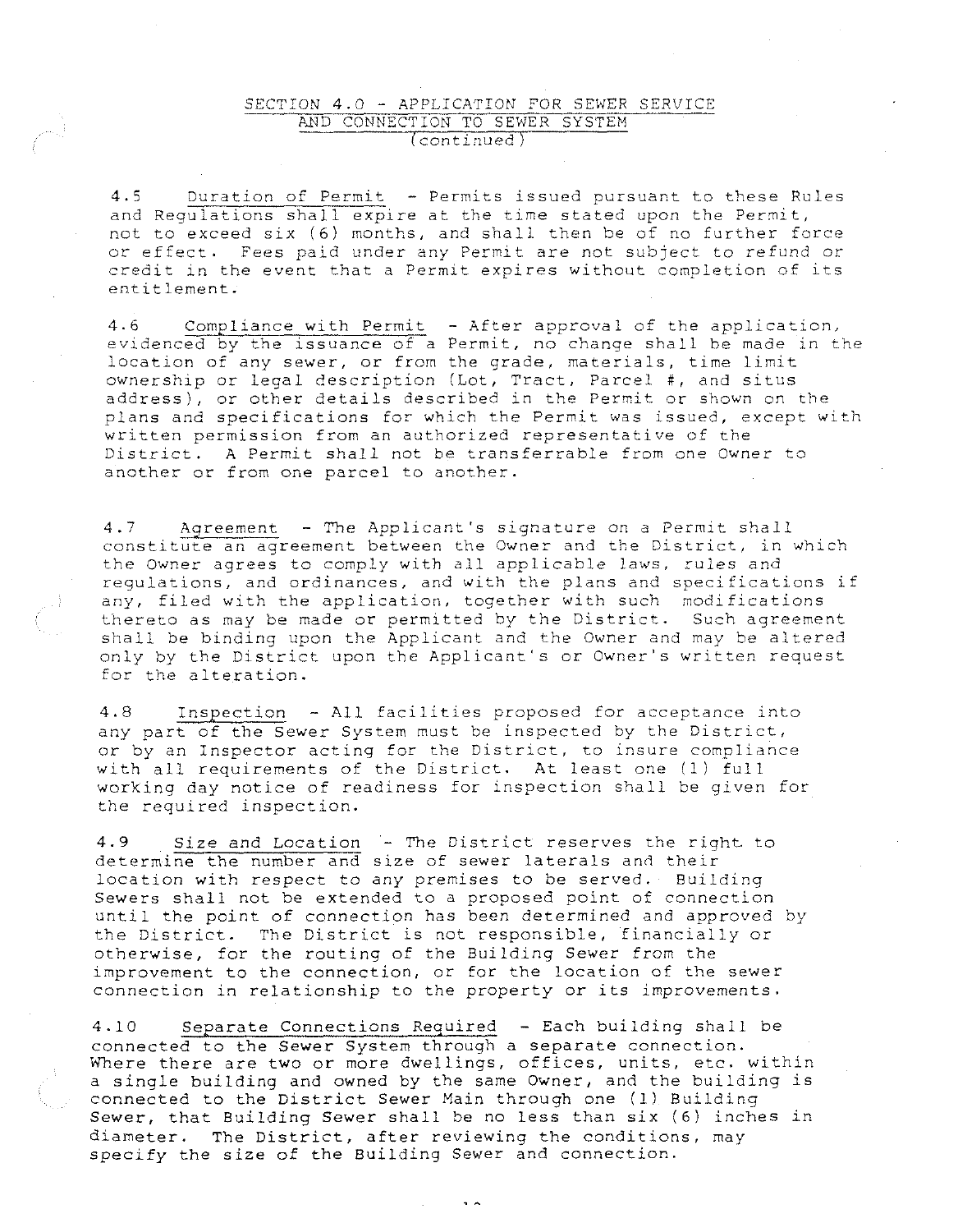## SECTION 4.0 - APPLICATION FOR SEWER SERVICE AND CONNECTION TO SEWER SYSTEM (continued)

4.5 Duration of Permit - Permits issued pursuant to these Rules and Regulations shall expire at the time stated upon the Permit, not to exceed six (6) months, and shall then be of no further force or effect. Fees paid under any Permit are not subject to refund or credit in the event that a Permit expires without completion of its entitlement.

4.6 Compliance with Permit - After approval of the application, evidenced by the issuance of a Permit, no change shall be made in the location of any sewer, or from the grade, materials, time limit ownership or legal description (Lot, Tract, Parcel #, and situs address), or other details described in the Permit or shown on the plans and specifications for which the Permit was issued, except with written permission from an authorized representative of the District. A Permit shall not be transferrable from one Owner to another or from one parcel to another.

4.7 Agreement - The Applicant's signature on a Permit shall constitute an agreement between the Owner and the District, in which the Owner agrees to comply with all applicable laws, rules and regulations, and ordinances, and with the plans and specifications if any, filed with the application, together with such modifications thereto as may be made or permitted by the District. Such agreement shall be binding upon the Applicant and the Owner and may be altered only by the District upon the Applicant's or Owner's written request for the alteration.

4.8 Inspection - All facilities proposed for acceptance into any part of the Sewer System must be inspected by the District, or by an Inspector acting for the District, to insure compliance with all requirements of the District. At least one (1) full working day notice of readiness for inspection shall be given for the required inspection.

4.9 Size and Location - The District reserves the right to determine the number and size of sewer laterals and their location with respect to any premises to be served. Building Sewers shall not be extended to a proposed point of connection until the point of connection has been determined and approved by the District. The District is not responsible, financially or otherwise, for the routing of the Building Sewer from the improvement to the connection, or for the location of the sewer connection in relationship to the property or its improvements.

4.10 Separate Connections Required - Each building shall be connected to the Sewer System through a separate connection. Where there are two or more dwellings, offices, units, etc. within a single building and owned by the same Owner, and the building is connected to the District Sewer Main through one (1) Building Sewer, that Building Sewer shall be no less than six (6) inches in diameter. The District, after reviewing the conditions, may specify the size of the Building Sewer and connection.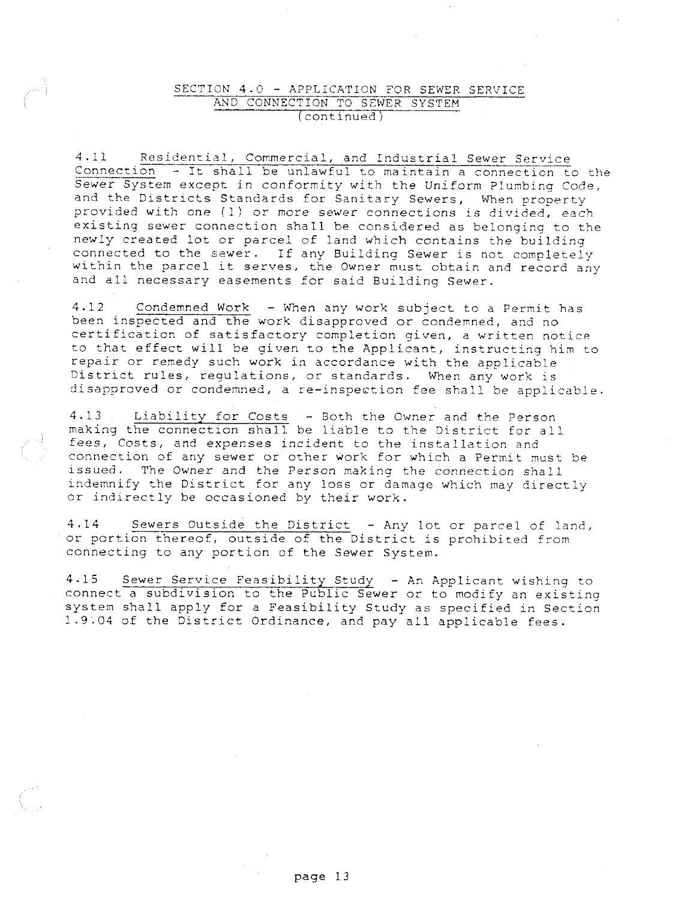## SECTION 4.0 - APPLICATION FOR SEWER SERVICE AND CONNECTION TO SEWER SYSTEM (continued)

4.11 Residential, Commercial, and Industrial Sewer Service Connection - It shall be unlawful to maintain a connection to the Sewer System except in conformity with the Uniform Plumbing Code, and the Districts Standards for Sanitary Sewers, When property provided with one (1) or more sewer connections is divided, each existing sewer connection shall be considered as belonging to the newly created lot or parcel of land which contains the building connected to the sewer. If any Building Sewer is not completely within the parcel it serves, the Owner must obtain and record any and all necessary easements for said Building Sewer.

4.12 Condemned Work - When any work subject to a Permit has been inspected and the work disapproved or condemned, and no certification of satisfactory completion given, a written notice to that effect will be given to the Applicant, instructing him to repair or remedy such work in accordance with the applicable District rules, regulations, or standards. When any work is disapproved or condemned, a re-inspection fee shall be applicable.

4.13 Liability for Costs - Both the Owner and the Person making the connection shall be liable to the District for all fees, Costs, and expenses incident to the installation and connection of any sewer or other work for which a Permit must be issued. The Owner and the Person making the connection shall indemnify the District for any loss or damage which may directly or indirectly be occasioned by their work.

4.14 Sewers Outside the District - Any lot or parcel of land, or portion thereof, outside of the District is prohibited from connecting to any portion of the Sewer System.

4.15 Sewer Service Feasibility Study - An Applicant wishing to connect a subdivision to the Public Sewer or to modify an existing system shall apply for a Feasibility Study as specified in Section 1.9.04 of the District Ordinance, and pay all applicable fees.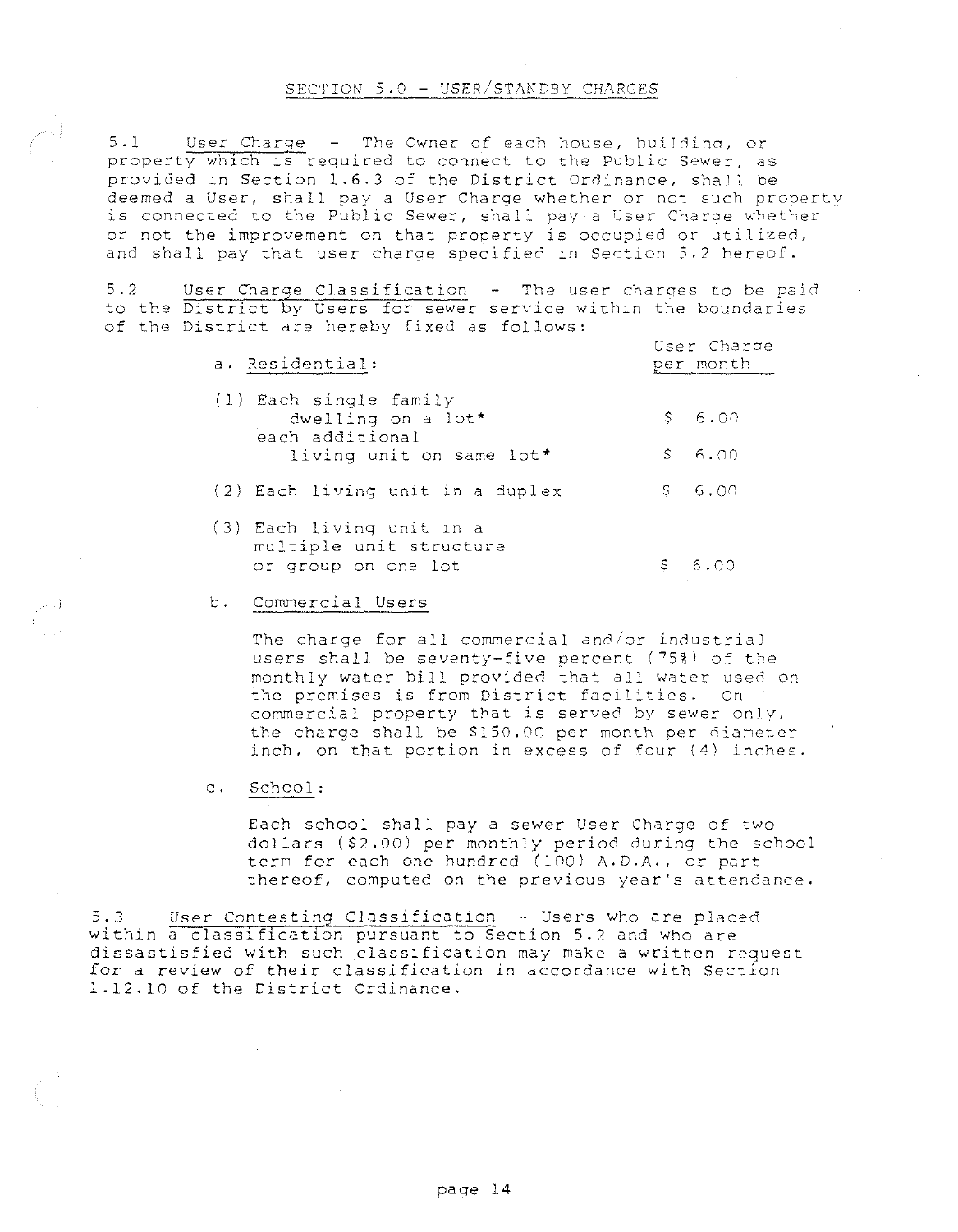## SECTION 5.0 - USER/STANDBY CHARGES

5.1 User Charge - The Owner of each house, building, or property which is required to connect to the Public Sewer, as provided in Section 1.6.3 of the District Ordinance, shall be deemed a User, shall pay a User Charge whether or not such property is connected to the Public Sewer, shall pay a User Charge whether or not the improvement on that property is occupied or utilized, and shall pay that user charge specified in Section 5.2 hereof.

5.2 User Charge Classification - The user charges to be paid to the District by Users for sewer service within the boundaries of the District are hereby fixed as follows:

| a. Residential: | User Charge per month |
|---|---|
| (1) Each single family dwelling on a lot* | $ 6.00 |
| each additional living unit on same lot* | $ 6.00 |
| (2) Each living unit in a duplex | $ 6.00 |
| (3) Each living unit in a multiple unit structure or group on one lot | $ 6.00 |

b. Commercial Users

The charge for all commercial and/or industrial users shall be seventy-five percent (75%) of the monthly water bill provided that all water used on the premises is from District facilities. On commercial property that is served by sewer only, the charge shall be $150.00 per month per diameter inch, on that portion in excess of four (4) inches.

c. School:

Each school shall pay a sewer User Charge of two dollars ($2.00) per monthly period during the school term for each one hundred (100) A.D.A., or part thereof, computed on the previous year's attendance.

5.3 User Contesting Classification - Users who are placed within a classification pursuant to Section 5.2 and who are dissatisfied with such classification may make a written request for a review of their classification in accordance with Section 1.12.10 of the District Ordinance.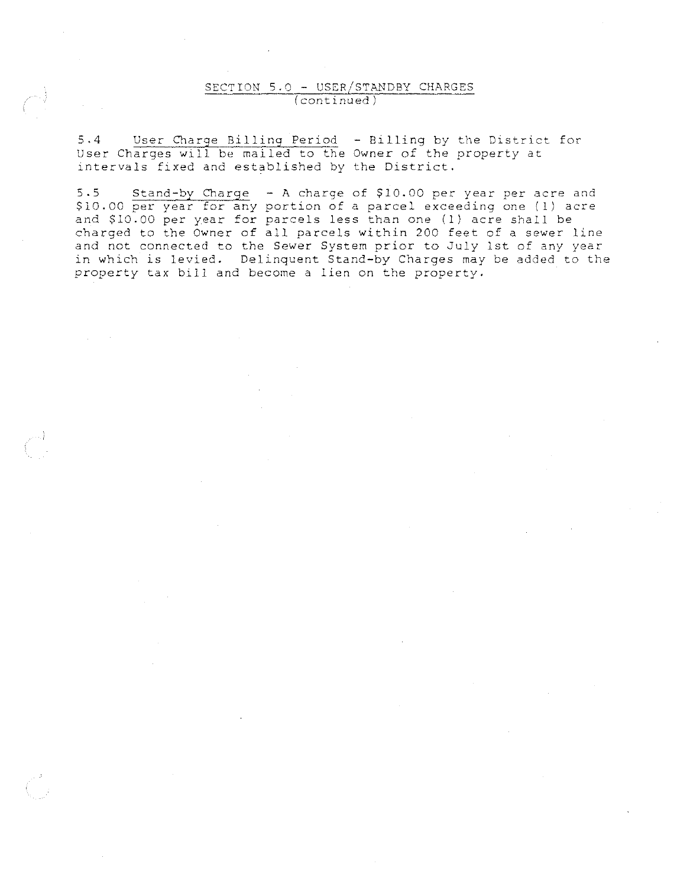## SECTION 5.0 - USER/STANDBY CHARGES
(continued)

5.4 User Charge Billing Period - Billing by the District for User Charges will be mailed to the Owner of the property at intervals fixed and established by the District.

5.5 Stand-by Charge - A charge of $10.00 per year per acre and $10.00 per year for any portion of a parcel exceeding one (1) acre and $10.00 per year for parcels less than one (1) acre shall be charged to the Owner of all parcels within 200 feet of a sewer line and not connected to the Sewer System prior to July 1st of any year in which is levied. Delinquent Stand-by Charges may be added to the property tax bill and become a lien on the property.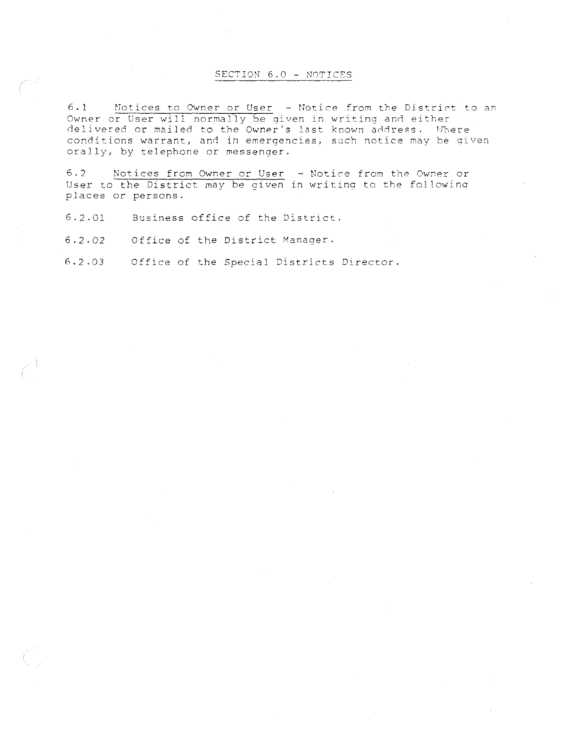## SECTION 6.0 - NOTICES

6.1 Notices to Owner or User - Notice from the District to an Owner or User will normally be given in writing and either delivered or mailed to the Owner's last known address. Where conditions warrant, and in emergencies, such notice may be given orally, by telephone or messenger.

6.2 Notices from Owner or User - Notice from the Owner or User to the District may be given in writing to the following places or persons.

6.2.01 Business office of the District.

6.2.02 Office of the District Manager.

6.2.03 Office of the Special Districts Director.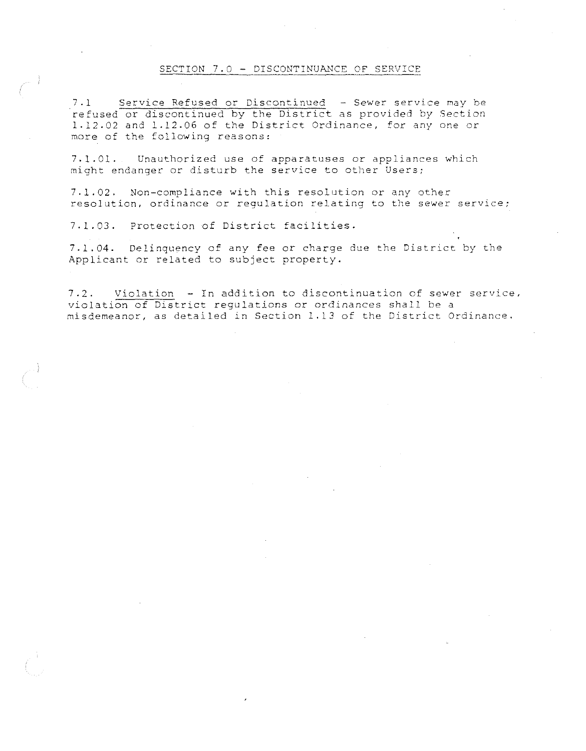## SECTION 7.0 - DISCONTINUANCE OF SERVICE

7.1 Service Refused or Discontinued - Sewer service may be refused or discontinued by the District as provided by Section 1.12.02 and 1.12.06 of the District Ordinance, for any one or more of the following reasons:

7.1.01. Unauthorized use of apparatuses or appliances which might endanger or disturb the service to other Users;

7.1.02. Non-compliance with this resolution or any other resolution, ordinance or regulation relating to the sewer service;

7.1.03. Protection of District facilities.

7.1.04. Delinquency of any fee or charge due the District by the Applicant or related to subject property.

7.2. Violation - In addition to discontinuation of sewer service, violation of District regulations or ordinances shall be a misdemeanor, as detailed in Section 1.13 of the District Ordinance.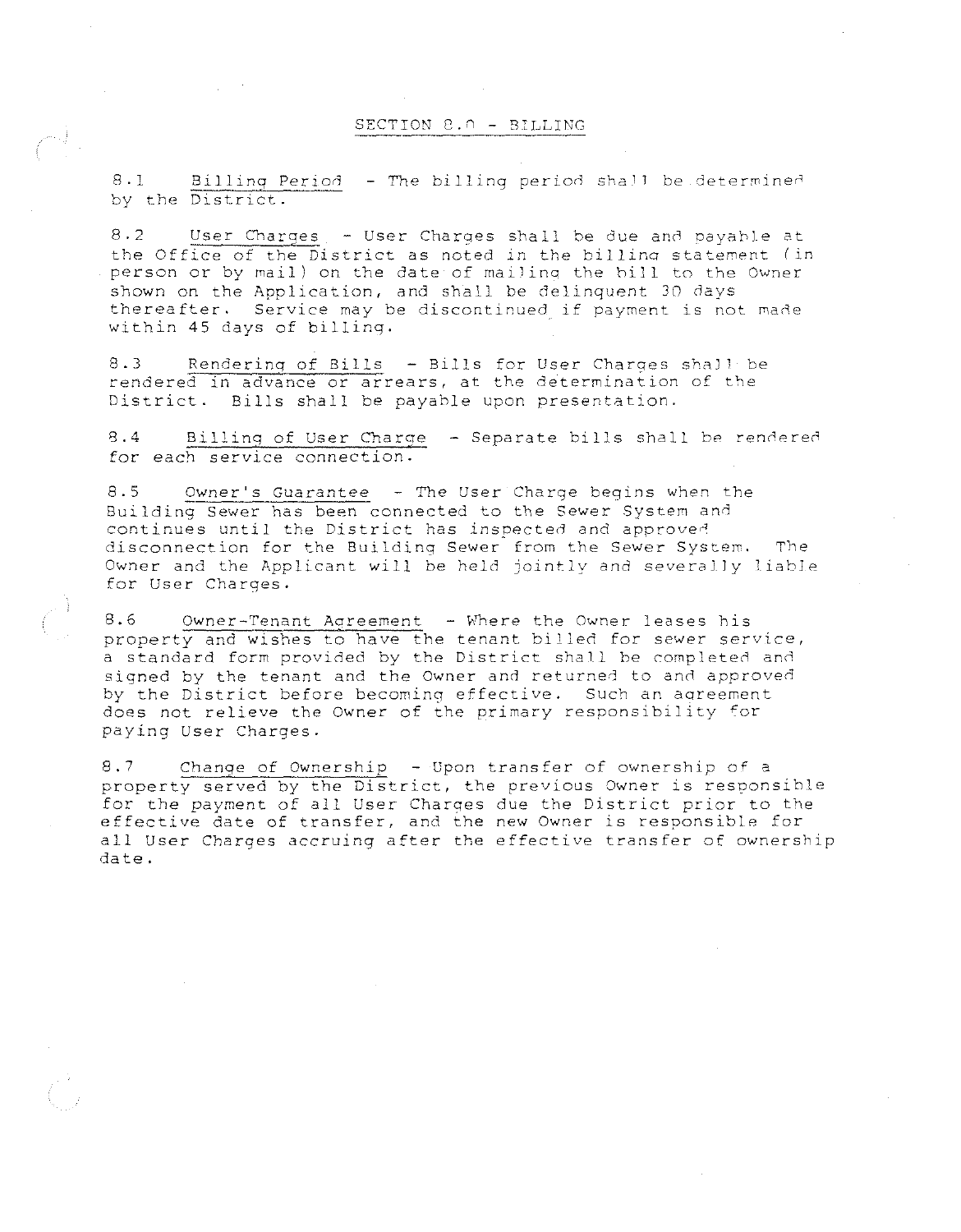## SECTION 8.0 - BILLING

8.1 Billing Period - The billing period shall be determined by the District.

8.2 User Charges - User Charges shall be due and payable at the Office of the District as noted in the billing statement (in person or by mail) on the date of mailing the bill to the Owner shown on the Application, and shall be delinquent 30 days thereafter. Service may be discontinued if payment is not made within 45 days of billing.

8.3 Rendering of Bills - Bills for User Charges shall be rendered in advance or arrears, at the determination of the District. Bills shall be payable upon presentation.

8.4 Billing of User Charge - Separate bills shall be rendered for each service connection.

8.5 Owner's Guarantee - The User Charge begins when the Building Sewer has been connected to the Sewer System and continues until the District has inspected and approved disconnection for the Building Sewer from the Sewer System. The Owner and the Applicant will be held jointly and severally liable for User Charges.

8.6 Owner-Tenant Agreement - Where the Owner leases his property and wishes to have the tenant billed for sewer service, a standard form provided by the District shall be completed and signed by the tenant and the Owner and returned to and approved by the District before becoming effective. Such an agreement does not relieve the Owner of the primary responsibility for paying User Charges.

8.7 Change of Ownership - Upon transfer of ownership of a property served by the District, the previous Owner is responsible for the payment of all User Charges due the District prior to the effective date of transfer, and the new Owner is responsible for all User Charges accruing after the effective transfer of ownership date.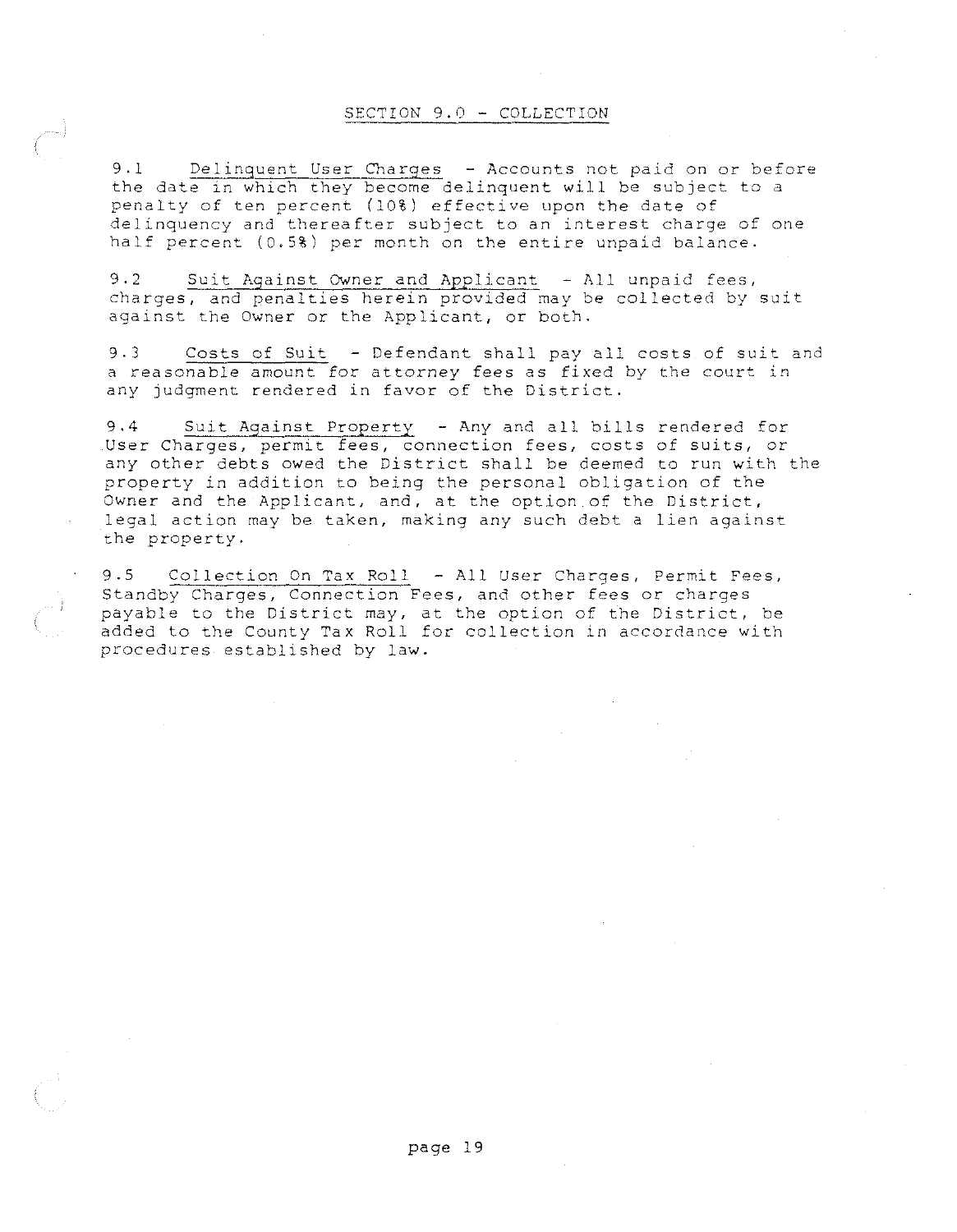## SECTION 9.0 - COLLECTION

9.1 Delinquent User Charges - Accounts not paid on or before the date in which they become delinquent will be subject to a penalty of ten percent (10%) effective upon the date of delinquency and thereafter subject to an interest charge of one half percent (0.5%) per month on the entire unpaid balance.

9.2 Suit Against Owner and Applicant - All unpaid fees, charges, and penalties herein provided may be collected by suit against the Owner or the Applicant, or both.

9.3 Costs of Suit - Defendant shall pay all costs of suit and a reasonable amount for attorney fees as fixed by the court in any judgment rendered in favor of the District.

9.4 Suit Against Property - Any and all bills rendered for User Charges, permit fees, connection fees, costs of suits, or any other debts owed the District shall be deemed to run with the property in addition to being the personal obligation of the Owner and the Applicant, and, at the option of the District, legal action may be taken, making any such debt a lien against the property.

9.5 Collection On Tax Roll - All User Charges, Permit Fees, Standby Charges, Connection Fees, and other fees or charges payable to the District may, at the option of the District, be added to the County Tax Roll for collection in accordance with procedures established by law.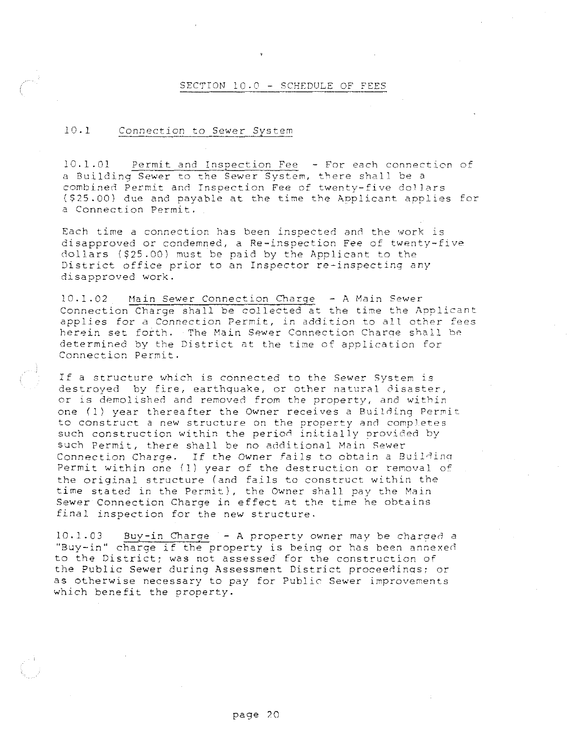# SECTION 10.0 - SCHEDULE OF FEES

## 10.1 Connection to Sewer System

10.1.01 Permit and Inspection Fee - For each connection of a Building Sewer to the Sewer System, there shall be a combined Permit and Inspection Fee of twenty-five dollars ($25.00) due and payable at the time the Applicant applies for a Connection Permit.

Each time a connection has been inspected and the work is disapproved or condemned, a Re-inspection Fee of twenty-five dollars ($25.00) must be paid by the Applicant to the District office prior to an Inspector re-inspecting any disapproved work.

10.1.02 Main Sewer Connection Charge - A Main Sewer Connection Charge shall be collected at the time the Applicant applies for a Connection Permit, in addition to all other fees herein set forth. The Main Sewer Connection Charge shall be determined by the District at the time of application for Connection Permit.

If a structure which is connected to the Sewer System is destroyed by fire, earthquake, or other natural disaster, or is demolished and removed from the property, and within one (1) year thereafter the Owner receives a Building Permit to construct a new structure on the property and completes such construction within the period initially provided by such Permit, there shall be no additional Main Sewer Connection Charge. If the Owner fails to obtain a Building Permit within one (1) year of the destruction or removal of the original structure (and fails to construct within the time stated in the Permit), the Owner shall pay the Main Sewer Connection Charge in effect at the time he obtains final inspection for the new structure.

10.1.03 Buy-in Charge - A property owner may be charged a "Buy-in" charge if the property is being or has been annexed to the District; was not assessed for the construction of the Public Sewer during Assessment District proceedings; or as otherwise necessary to pay for Public Sewer improvements which benefit the property.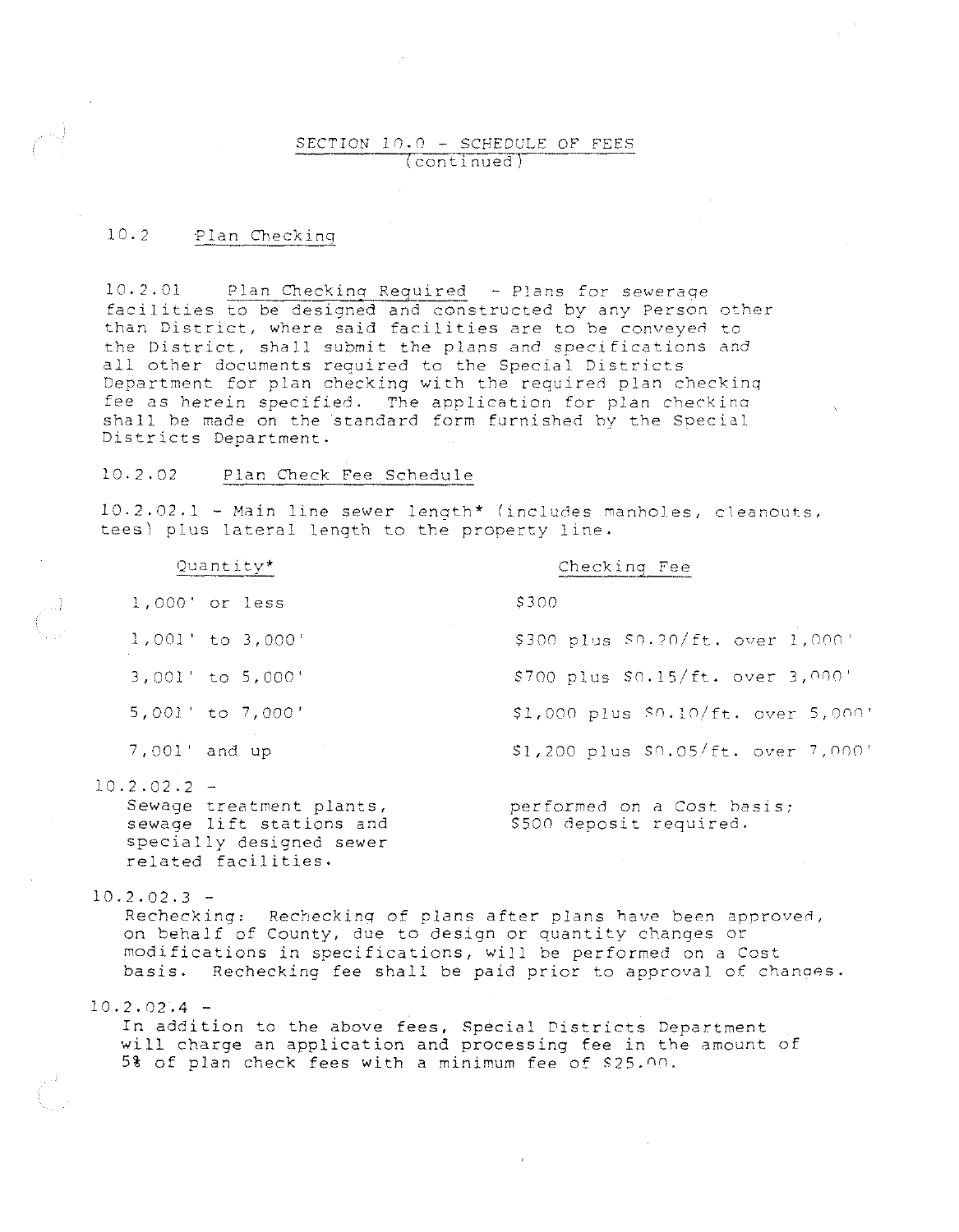## SECTION 10.0 - SCHEDULE OF FEES (continued)

### 10.2 Plan Checking

10.2.01 Plan Checking Required - Plans for sewerage facilities to be designed and constructed by any Person other than District, where said facilities are to be conveyed to the District, shall submit the plans and specifications and all other documents required to the Special Districts Department for plan checking with the required plan checking fee as herein specified. The application for plan checking shall be made on the standard form furnished by the Special Districts Department.

10.2.02 Plan Check Fee Schedule

10.2.02.1 - Main line sewer length* (includes manholes, cleanouts, tees) plus lateral length to the property line.

| Quantity* | Checking Fee |
|---|---|
| 1,000' or less | $300 |
| 1,001' to 3,000' | $300 plus $0.20/ft. over 1,000' |
| 3,001' to 5,000' | $700 plus $0.15/ft. over 3,000' |
| 5,001' to 7,000' | $1,000 plus $0.10/ft. over 5,000' |
| 7,001' and up | $1,200 plus $0.05/ft. over 7,000' |

10.2.02.2 -

| | |
|---|---|
| Sewage treatment plants, sewage lift stations and specially designed sewer related facilities. | performed on a Cost basis; $500 deposit required. |

10.2.02.3 -
Rechecking: Rechecking of plans after plans have been approved, on behalf of County, due to design or quantity changes or modifications in specifications, will be performed on a Cost basis. Rechecking fee shall be paid prior to approval of changes.

10.2.02.4 -
In addition to the above fees, Special Districts Department will charge an application and processing fee in the amount of 5% of plan check fees with a minimum fee of $25.00.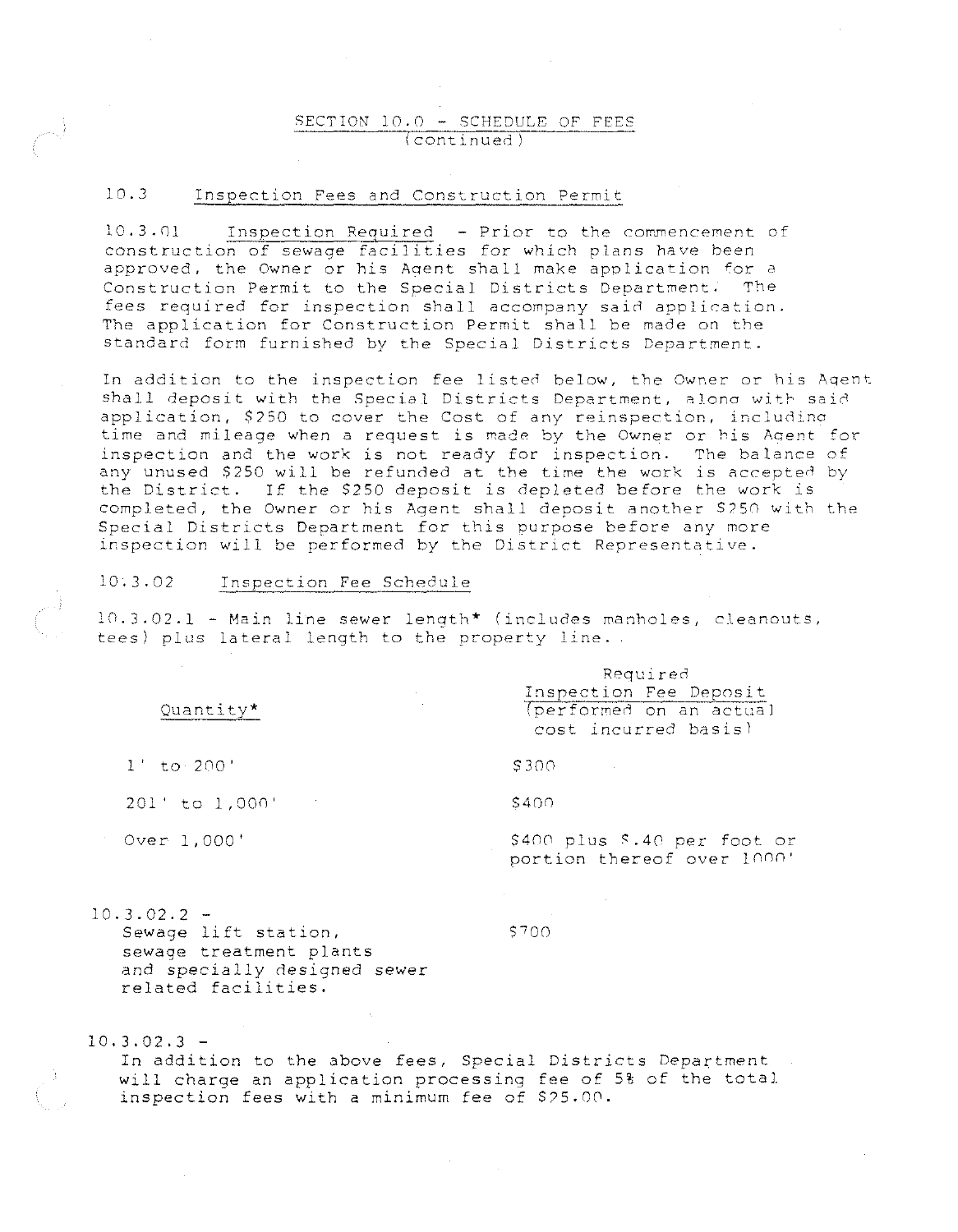## SECTION 10.0 - SCHEDULE OF FEES
(continued)

### 10.3 Inspection Fees and Construction Permit

10.3.01 Inspection Required - Prior to the commencement of construction of sewage facilities for which plans have been approved, the Owner or his Agent shall make application for a Construction Permit to the Special Districts Department. The fees required for inspection shall accompany said application. The application for Construction Permit shall be made on the standard form furnished by the Special Districts Department.

In addition to the inspection fee listed below, the Owner or his Agent shall deposit with the Special Districts Department, along with said application, $250 to cover the Cost of any reinspection, including time and mileage when a request is made by the Owner or his Agent for inspection and the work is not ready for inspection. The balance of any unused $250 will be refunded at the time the work is accepted by the District. If the $250 deposit is depleted before the work is completed, the Owner or his Agent shall deposit another $250 with the Special Districts Department for this purpose before any more inspection will be performed by the District Representative.

10.3.02 Inspection Fee Schedule

10.3.02.1 - Main line sewer length* (includes manholes, cleanouts, tees) plus lateral length to the property line.

| Quantity* | Required Inspection Fee Deposit (performed on an actual cost incurred basis) |
|---|---|
| 1' to 200' | $300 |
| 201' to 1,000' | $400 |
| Over 1,000' | $400 plus $.40 per foot or portion thereof over 1000' |

10.3.02.2 - Sewage lift station, sewage treatment plants and specially designed sewer related facilities. $700

10.3.02.3 - In addition to the above fees, Special Districts Department will charge an application processing fee of 5% of the total inspection fees with a minimum fee of $25.00.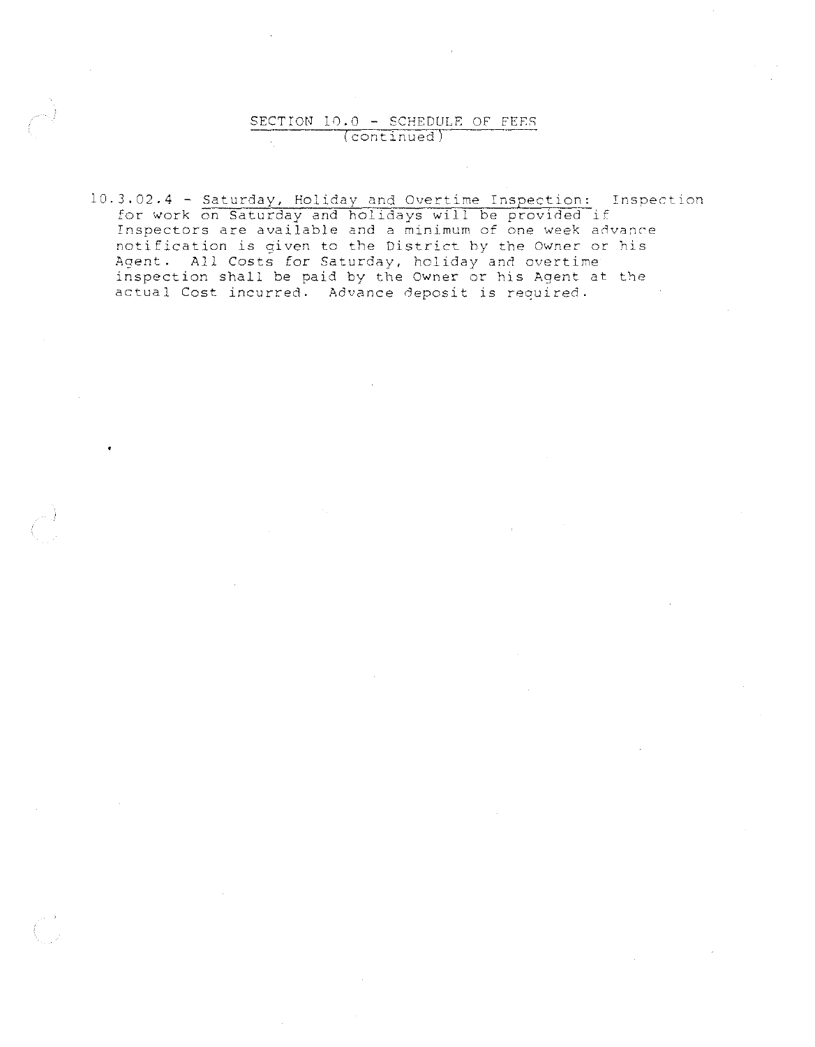## SECTION 10.0 - SCHEDULE OF FEES
(continued)

10.3.02.4 - Saturday, Holiday and Overtime Inspection: Inspection for work on Saturday and holidays will be provided if Inspectors are available and a minimum of one week advance notification is given to the District by the Owner or his Agent. All Costs for Saturday, holiday and overtime inspection shall be paid by the Owner or his Agent at the actual Cost incurred. Advance deposit is required.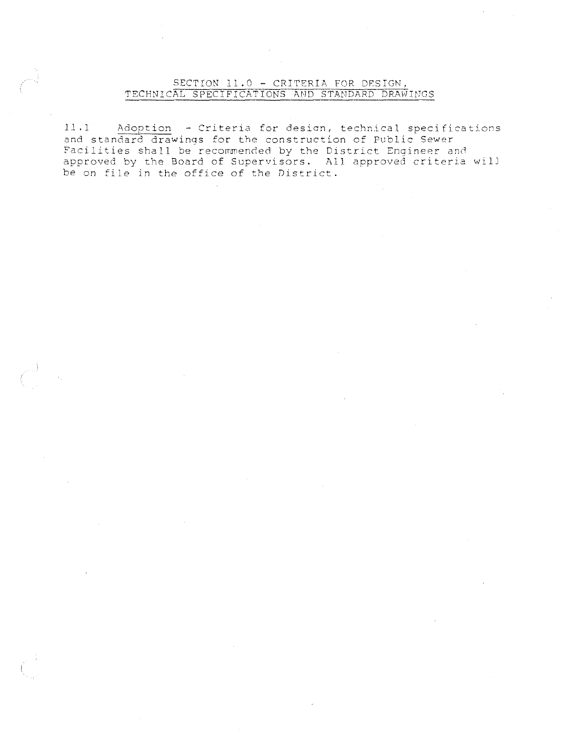## SECTION 11.0 - CRITERIA FOR DESIGN, TECHNICAL SPECIFICATIONS AND STANDARD DRAWINGS

11.1 Adoption - Criteria for design, technical specifications and standard drawings for the construction of Public Sewer Facilities shall be recommended by the District Engineer and approved by the Board of Supervisors. All approved criteria will be on file in the office of the District.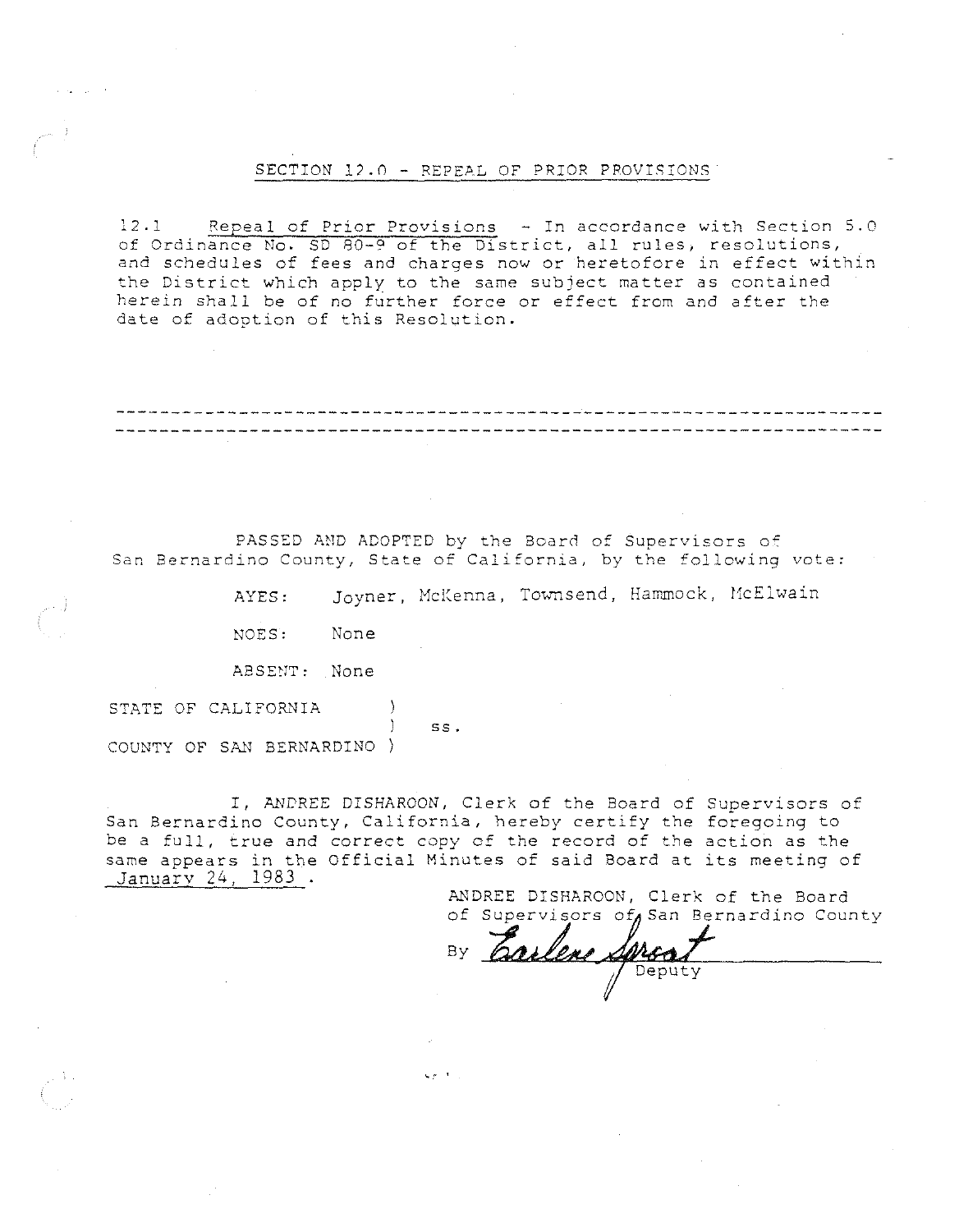## SECTION 12.0 - REPEAL OF PRIOR PROVISIONS

12.1 Repeal of Prior Provisions - In accordance with Section 5.0 of Ordinance No. SD 80-9 of the District, all rules, resolutions, and schedules of fees and charges now or heretofore in effect within the District which apply to the same subject matter as contained herein shall be of no further force or effect from and after the date of adoption of this Resolution.

---

---

PASSED AND ADOPTED by the Board of Supervisors of San Bernardino County, State of California, by the following vote:

AYES: Joyner, McKenna, Townsend, Hammock, McElwain

NOES: None

ABSENT: None

STATE OF CALIFORNIA )
) ss.
COUNTY OF SAN BERNARDINO )

I, ANDREE DISHAROON, Clerk of the Board of Supervisors of San Bernardino County, California, hereby certify the foregoing to be a full, true and correct copy of the record of the action as the same appears in the Official Minutes of said Board at its meeting of January 24, 1983 .

ANDREE DISHAROON, Clerk of the Board of Supervisors of San Bernardino County

By *Earlene Sproat*
Deputy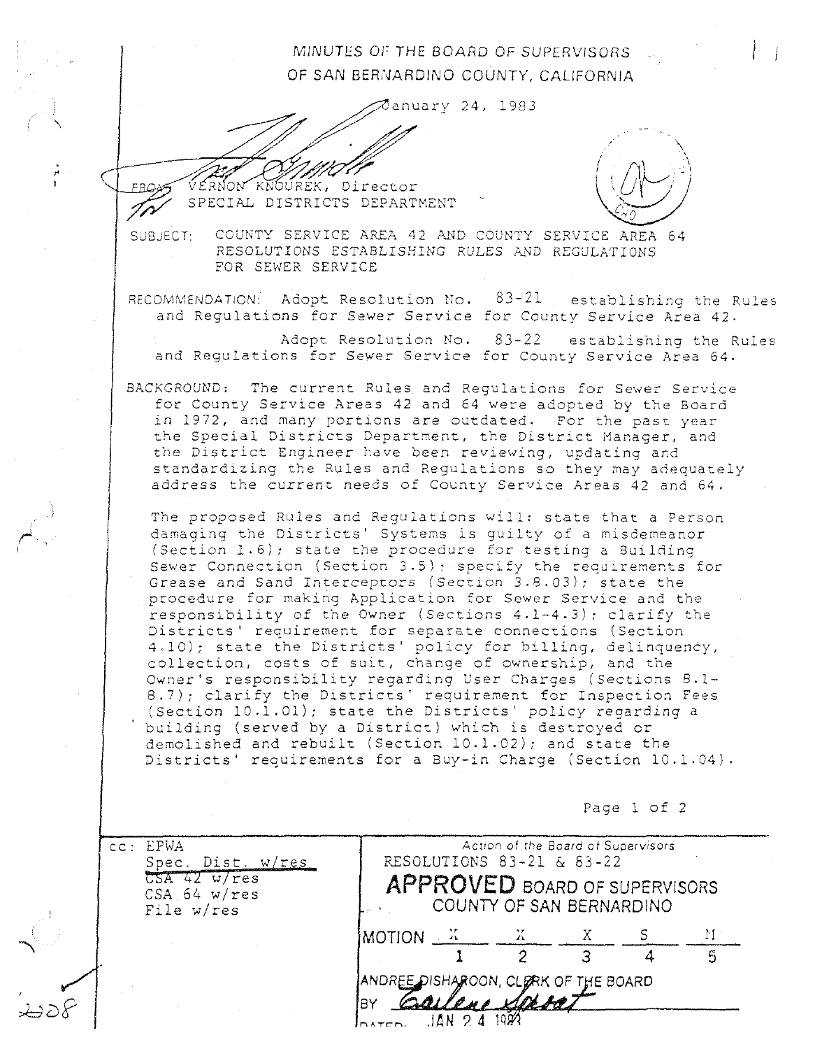MINUTES OF THE BOARD OF SUPERVISORS
OF SAN BERNARDINO COUNTY, CALIFORNIA

January 24, 1983

FROM: VERNON KNOUREK, Director
SPECIAL DISTRICTS DEPARTMENT

SUBJECT: COUNTY SERVICE AREA 42 AND COUNTY SERVICE AREA 64 RESOLUTIONS ESTABLISHING RULES AND REGULATIONS FOR SEWER SERVICE

RECOMMENDATION: Adopt Resolution No. 83-21 establishing the Rules and Regulations for Sewer Service for County Service Area 42.

Adopt Resolution No. 83-22 establishing the Rules and Regulations for Sewer Service for County Service Area 64.

BACKGROUND: The current Rules and Regulations for Sewer Service for County Service Areas 42 and 64 were adopted by the Board in 1972, and many portions are outdated. For the past year the Special Districts Department, the District Manager, and the District Engineer have been reviewing, updating and standardizing the Rules and Regulations so they may adequately address the current needs of County Service Areas 42 and 64.

The proposed Rules and Regulations will: state that a Person damaging the Districts' Systems is guilty of a misdemeanor (Section 1.6); state the procedure for testing a Building Sewer Connection (Section 3.5); specify the requirements for Grease and Sand Interceptors (Section 3.8.03); state the procedure for making Application for Sewer Service and the responsibility of the Owner (Sections 4.1-4.3); clarify the Districts' requirement for separate connections (Section 4.10); state the Districts' policy for billing, delinquency, collection, costs of suit, change of ownership, and the Owner's responsibility regarding User Charges (Sections 8.1-8.7); clarify the Districts' requirement for Inspection Fees (Section 10.1.01); state the Districts' policy regarding a building (served by a District) which is destroyed or demolished and rebuilt (Section 10.1.02); and state the Districts' requirements for a Buy-in Charge (Section 10.1.04).

cc: EPWA
Spec. Dist. w/res
~~CSA 42 w/res~~
CSA 64 w/res
File w/res

Action of the Board of Supervisors
RESOLUTIONS 83-21 & 83-22

**APPROVED** BOARD OF SUPERVISORS
COUNTY OF SAN BERNARDINO

| MOTION | X | X | X | S | M |
|---|---|---|---|---|---|
| | 1 | 2 | 3 | 4 | 5 |

ANDREE DISHAROON, CLERK OF THE BOARD
BY
DATED: JAN 24 1983

2208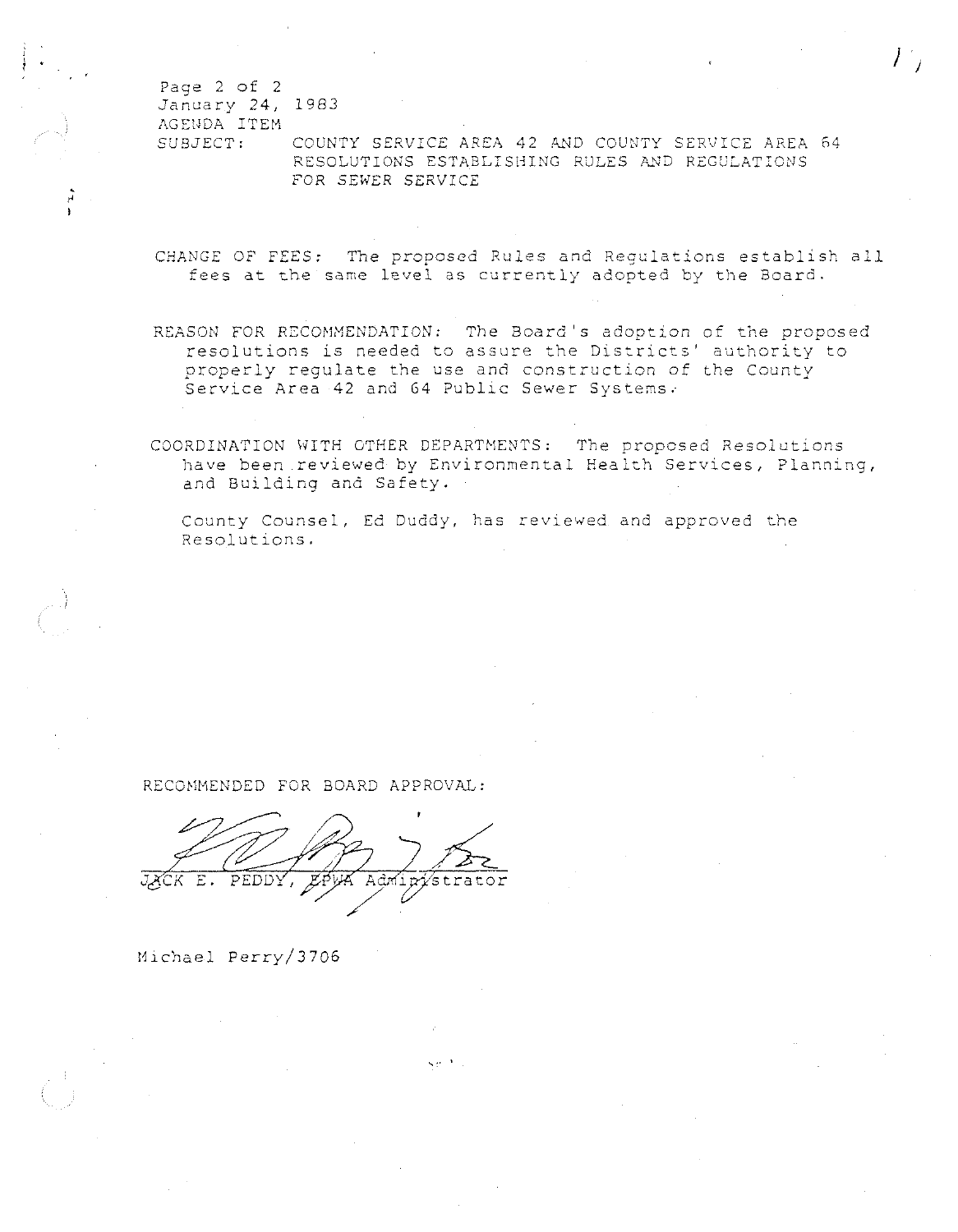January 24, 1983
AGENDA ITEM
SUBJECT: COUNTY SERVICE AREA 42 AND COUNTY SERVICE AREA 64 RESOLUTIONS ESTABLISHING RULES AND REGULATIONS FOR SEWER SERVICE

CHANGE OF FEES: The proposed Rules and Regulations establish all fees at the same level as currently adopted by the Board.

REASON FOR RECOMMENDATION: The Board's adoption of the proposed resolutions is needed to assure the Districts' authority to properly regulate the use and construction of the County Service Area 42 and 64 Public Sewer Systems.

COORDINATION WITH OTHER DEPARTMENTS: The proposed Resolutions have been reviewed by Environmental Health Services, Planning, and Building and Safety.

County Counsel, Ed Duddy, has reviewed and approved the Resolutions.

RECOMMENDED FOR BOARD APPROVAL:

JACK E. PEDDY, EPWA Administrator

Michael Perry/3706